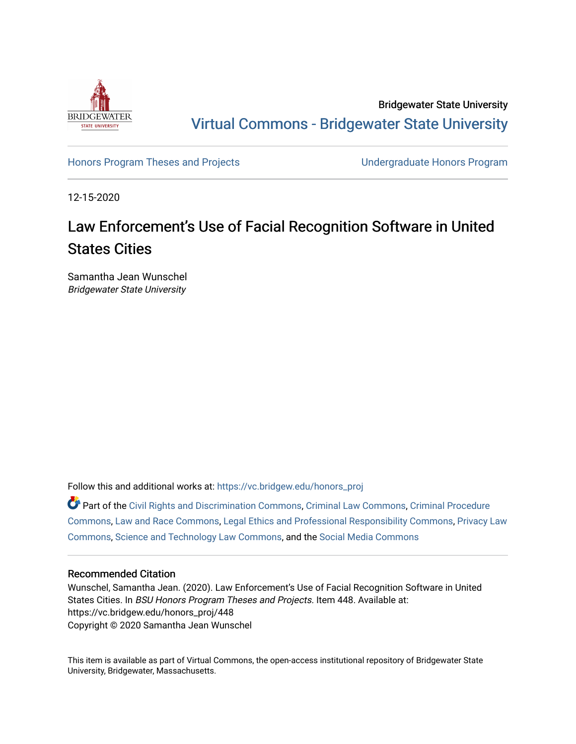Bridgewater State University

# Virtual Commons - Bridgewater State University

Honors Program Theses and Projects | Undergraduate Honors Program

12-15-2020

# Law Enforcement's Use of Facial Recognition Software in United States Cities

Samantha Jean Wunschel
*Bridgewater State University*

Follow this and additional works at: https://vc.bridgew.edu/honors_proj

Part of the Civil Rights and Discrimination Commons, Criminal Law Commons, Criminal Procedure Commons, Law and Race Commons, Legal Ethics and Professional Responsibility Commons, Privacy Law Commons, Science and Technology Law Commons, and the Social Media Commons

## Recommended Citation

Wunschel, Samantha Jean. (2020). Law Enforcement's Use of Facial Recognition Software in United States Cities. In *BSU Honors Program Theses and Projects*. Item 448. Available at: https://vc.bridgew.edu/honors_proj/448
Copyright © 2020 Samantha Jean Wunschel

This item is available as part of Virtual Commons, the open-access institutional repository of Bridgewater State University, Bridgewater, Massachusetts.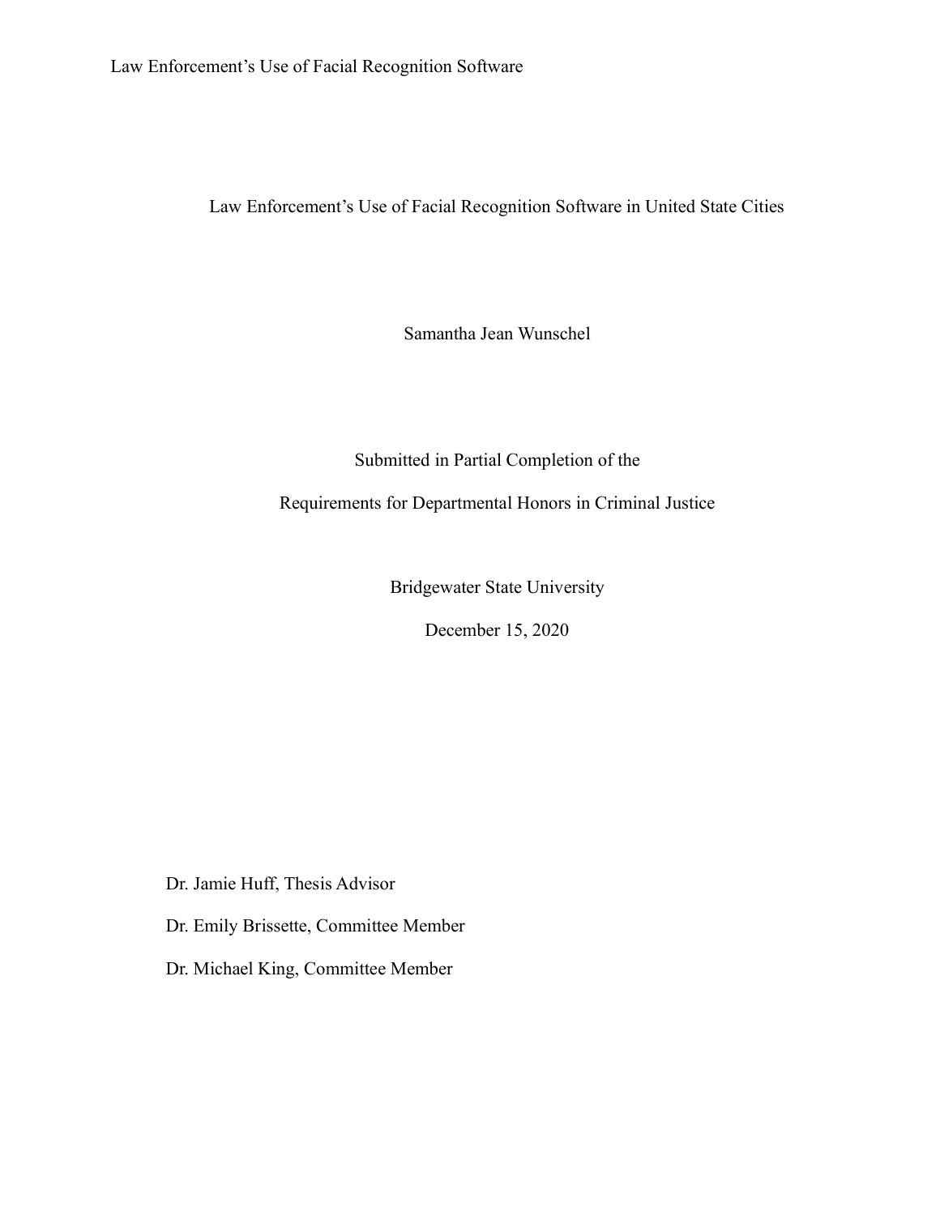# Law Enforcement's Use of Facial Recognition Software in United State Cities

Samantha Jean Wunschel

Submitted in Partial Completion of the

Requirements for Departmental Honors in Criminal Justice

Bridgewater State University

December 15, 2020

Dr. Jamie Huff, Thesis Advisor

Dr. Emily Brissette, Committee Member

Dr. Michael King, Committee Member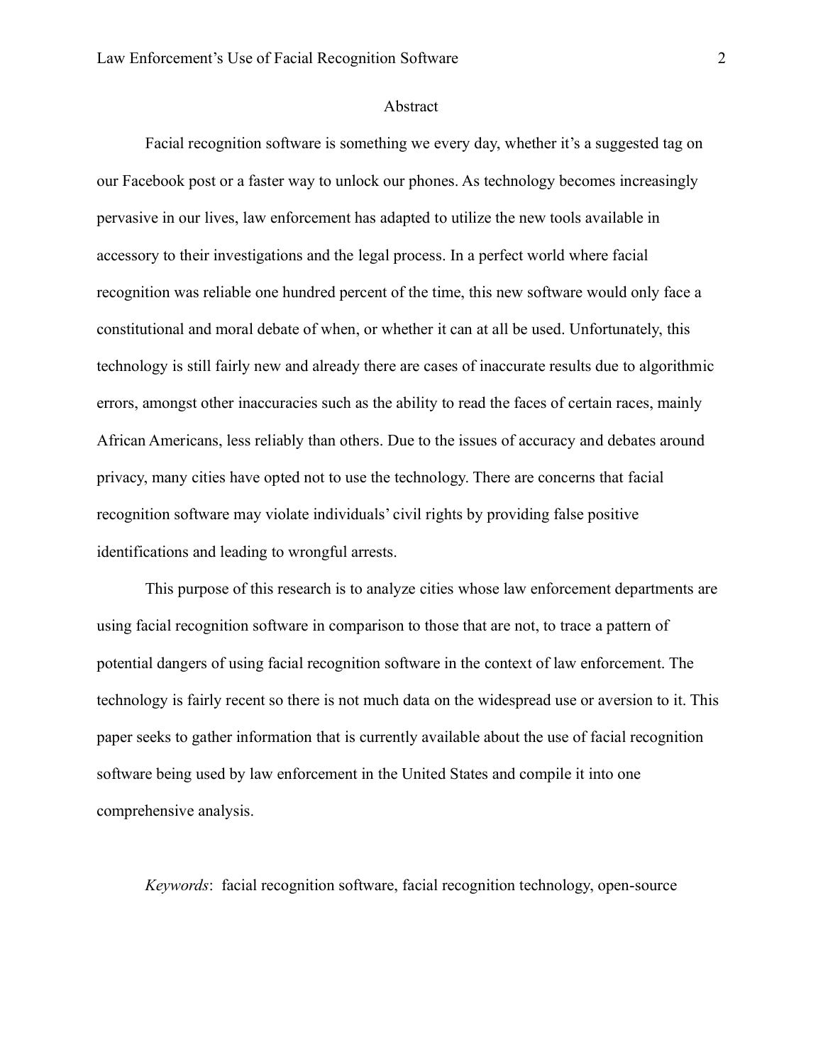# Abstract

Facial recognition software is something we every day, whether it's a suggested tag on our Facebook post or a faster way to unlock our phones. As technology becomes increasingly pervasive in our lives, law enforcement has adapted to utilize the new tools available in accessory to their investigations and the legal process. In a perfect world where facial recognition was reliable one hundred percent of the time, this new software would only face a constitutional and moral debate of when, or whether it can at all be used. Unfortunately, this technology is still fairly new and already there are cases of inaccurate results due to algorithmic errors, amongst other inaccuracies such as the ability to read the faces of certain races, mainly African Americans, less reliably than others. Due to the issues of accuracy and debates around privacy, many cities have opted not to use the technology. There are concerns that facial recognition software may violate individuals' civil rights by providing false positive identifications and leading to wrongful arrests.

This purpose of this research is to analyze cities whose law enforcement departments are using facial recognition software in comparison to those that are not, to trace a pattern of potential dangers of using facial recognition software in the context of law enforcement. The technology is fairly recent so there is not much data on the widespread use or aversion to it. This paper seeks to gather information that is currently available about the use of facial recognition software being used by law enforcement in the United States and compile it into one comprehensive analysis.

*Keywords*: facial recognition software, facial recognition technology, open-source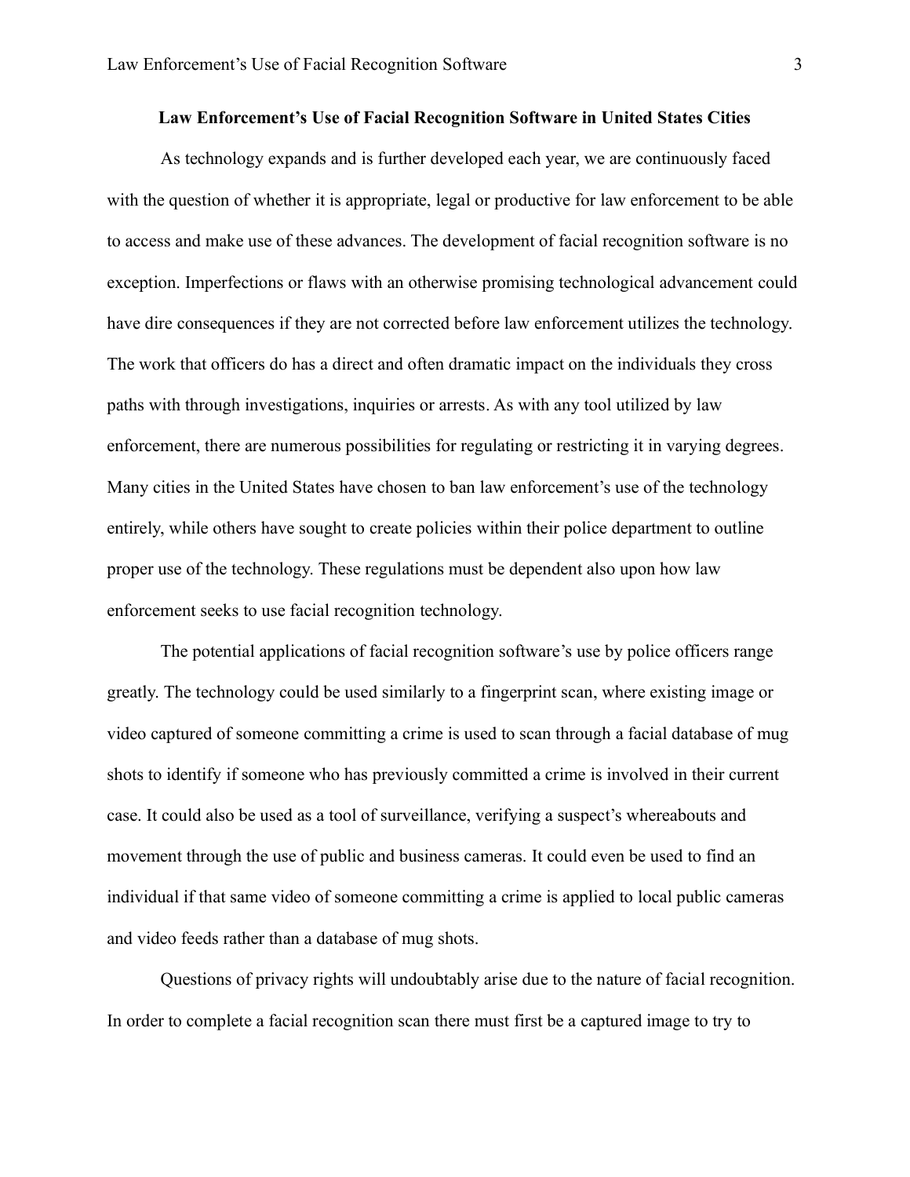# Law Enforcement's Use of Facial Recognition Software in United States Cities

As technology expands and is further developed each year, we are continuously faced with the question of whether it is appropriate, legal or productive for law enforcement to be able to access and make use of these advances. The development of facial recognition software is no exception. Imperfections or flaws with an otherwise promising technological advancement could have dire consequences if they are not corrected before law enforcement utilizes the technology. The work that officers do has a direct and often dramatic impact on the individuals they cross paths with through investigations, inquiries or arrests. As with any tool utilized by law enforcement, there are numerous possibilities for regulating or restricting it in varying degrees. Many cities in the United States have chosen to ban law enforcement's use of the technology entirely, while others have sought to create policies within their police department to outline proper use of the technology. These regulations must be dependent also upon how law enforcement seeks to use facial recognition technology.

The potential applications of facial recognition software's use by police officers range greatly. The technology could be used similarly to a fingerprint scan, where existing image or video captured of someone committing a crime is used to scan through a facial database of mug shots to identify if someone who has previously committed a crime is involved in their current case. It could also be used as a tool of surveillance, verifying a suspect's whereabouts and movement through the use of public and business cameras. It could even be used to find an individual if that same video of someone committing a crime is applied to local public cameras and video feeds rather than a database of mug shots.

Questions of privacy rights will undoubtably arise due to the nature of facial recognition. In order to complete a facial recognition scan there must first be a captured image to try to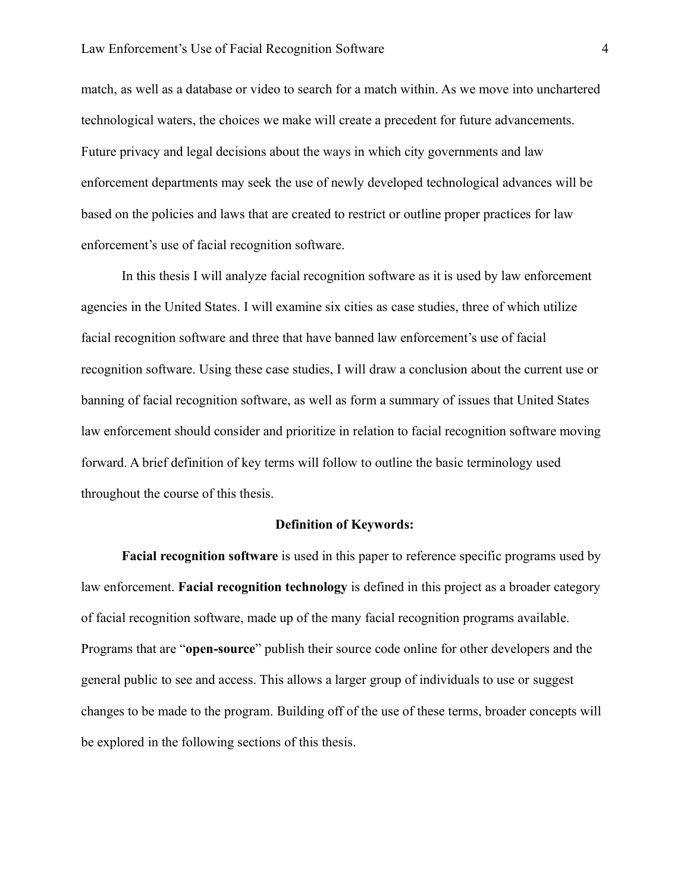match, as well as a database or video to search for a match within. As we move into unchartered technological waters, the choices we make will create a precedent for future advancements. Future privacy and legal decisions about the ways in which city governments and law enforcement departments may seek the use of newly developed technological advances will be based on the policies and laws that are created to restrict or outline proper practices for law enforcement's use of facial recognition software.

In this thesis I will analyze facial recognition software as it is used by law enforcement agencies in the United States. I will examine six cities as case studies, three of which utilize facial recognition software and three that have banned law enforcement's use of facial recognition software. Using these case studies, I will draw a conclusion about the current use or banning of facial recognition software, as well as form a summary of issues that United States law enforcement should consider and prioritize in relation to facial recognition software moving forward. A brief definition of key terms will follow to outline the basic terminology used throughout the course of this thesis.

## Definition of Keywords:

**Facial recognition software** is used in this paper to reference specific programs used by law enforcement. **Facial recognition technology** is defined in this project as a broader category of facial recognition software, made up of the many facial recognition programs available. Programs that are "**open-source**" publish their source code online for other developers and the general public to see and access. This allows a larger group of individuals to use or suggest changes to be made to the program. Building off of the use of these terms, broader concepts will be explored in the following sections of this thesis.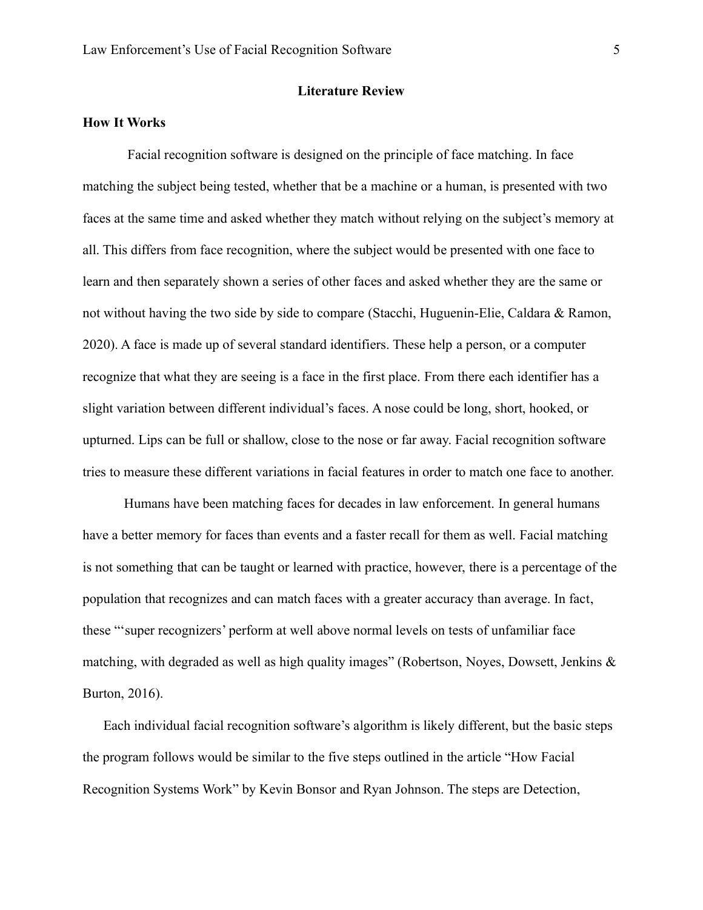## Literature Review

### How It Works

Facial recognition software is designed on the principle of face matching. In face matching the subject being tested, whether that be a machine or a human, is presented with two faces at the same time and asked whether they match without relying on the subject's memory at all. This differs from face recognition, where the subject would be presented with one face to learn and then separately shown a series of other faces and asked whether they are the same or not without having the two side by side to compare (Stacchi, Huguenin-Elie, Caldara & Ramon, 2020). A face is made up of several standard identifiers. These help a person, or a computer recognize that what they are seeing is a face in the first place. From there each identifier has a slight variation between different individual's faces. A nose could be long, short, hooked, or upturned. Lips can be full or shallow, close to the nose or far away. Facial recognition software tries to measure these different variations in facial features in order to match one face to another.

Humans have been matching faces for decades in law enforcement. In general humans have a better memory for faces than events and a faster recall for them as well. Facial matching is not something that can be taught or learned with practice, however, there is a percentage of the population that recognizes and can match faces with a greater accuracy than average. In fact, these "'super recognizers' perform at well above normal levels on tests of unfamiliar face matching, with degraded as well as high quality images" (Robertson, Noyes, Dowsett, Jenkins & Burton, 2016).

Each individual facial recognition software's algorithm is likely different, but the basic steps the program follows would be similar to the five steps outlined in the article "How Facial Recognition Systems Work" by Kevin Bonsor and Ryan Johnson. The steps are Detection,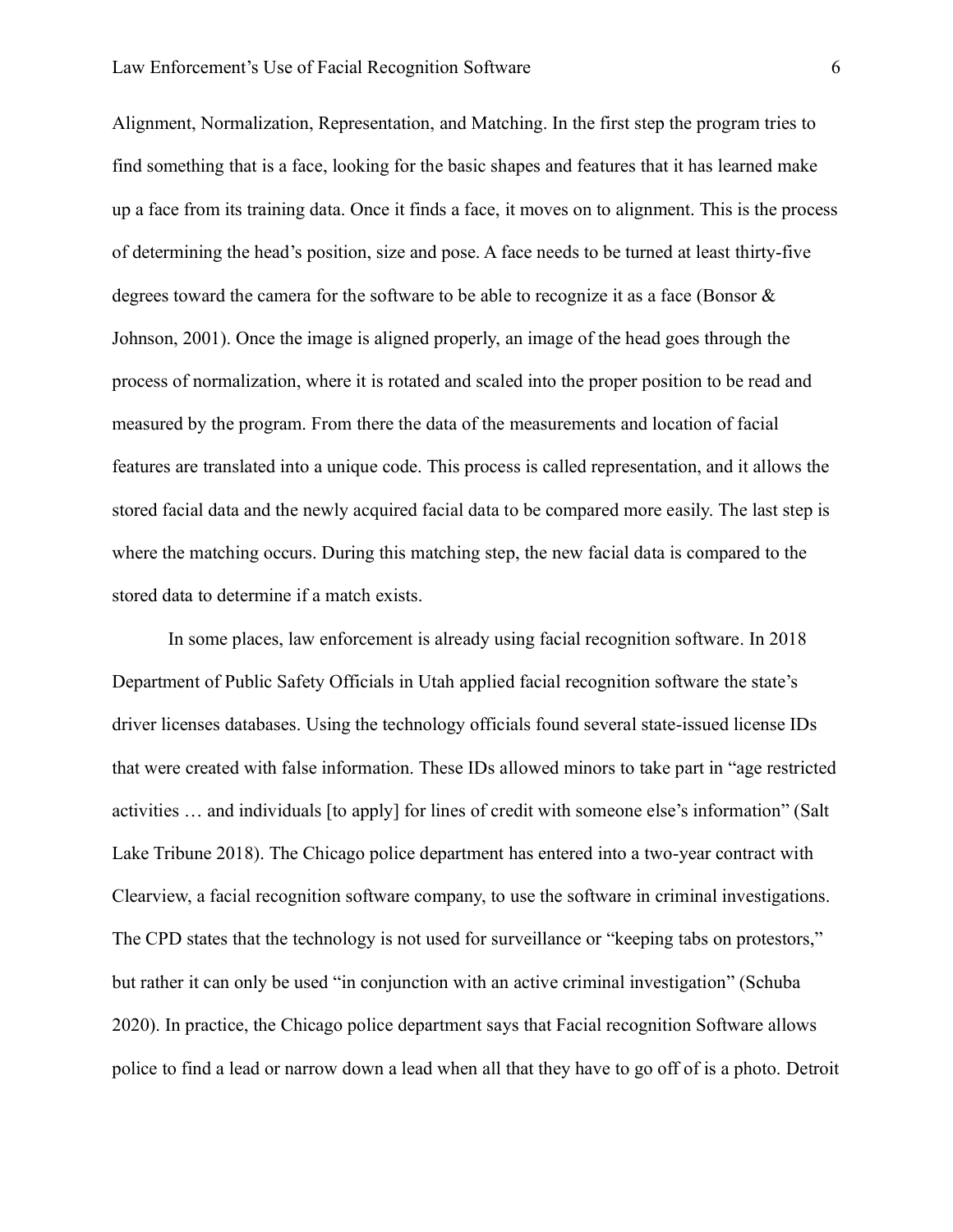Alignment, Normalization, Representation, and Matching. In the first step the program tries to find something that is a face, looking for the basic shapes and features that it has learned make up a face from its training data. Once it finds a face, it moves on to alignment. This is the process of determining the head's position, size and pose. A face needs to be turned at least thirty-five degrees toward the camera for the software to be able to recognize it as a face (Bonsor & Johnson, 2001). Once the image is aligned properly, an image of the head goes through the process of normalization, where it is rotated and scaled into the proper position to be read and measured by the program. From there the data of the measurements and location of facial features are translated into a unique code. This process is called representation, and it allows the stored facial data and the newly acquired facial data to be compared more easily. The last step is where the matching occurs. During this matching step, the new facial data is compared to the stored data to determine if a match exists.

In some places, law enforcement is already using facial recognition software. In 2018 Department of Public Safety Officials in Utah applied facial recognition software the state's driver licenses databases. Using the technology officials found several state-issued license IDs that were created with false information. These IDs allowed minors to take part in "age restricted activities … and individuals [to apply] for lines of credit with someone else's information" (Salt Lake Tribune 2018). The Chicago police department has entered into a two-year contract with Clearview, a facial recognition software company, to use the software in criminal investigations. The CPD states that the technology is not used for surveillance or "keeping tabs on protestors," but rather it can only be used "in conjunction with an active criminal investigation" (Schuba 2020). In practice, the Chicago police department says that Facial recognition Software allows police to find a lead or narrow down a lead when all that they have to go off of is a photo. Detroit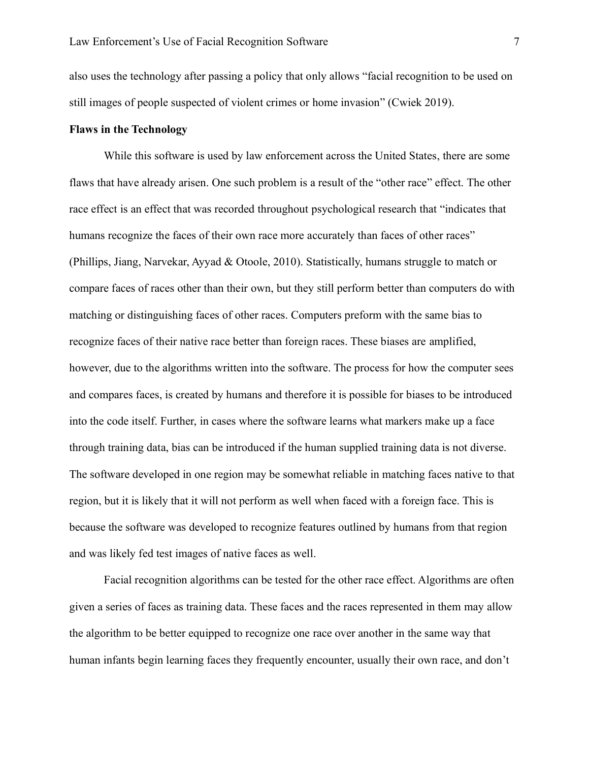also uses the technology after passing a policy that only allows "facial recognition to be used on still images of people suspected of violent crimes or home invasion" (Cwiek 2019).

**Flaws in the Technology**

While this software is used by law enforcement across the United States, there are some flaws that have already arisen. One such problem is a result of the "other race" effect. The other race effect is an effect that was recorded throughout psychological research that "indicates that humans recognize the faces of their own race more accurately than faces of other races" (Phillips, Jiang, Narvekar, Ayyad & Otoole, 2010). Statistically, humans struggle to match or compare faces of races other than their own, but they still perform better than computers do with matching or distinguishing faces of other races. Computers preform with the same bias to recognize faces of their native race better than foreign races. These biases are amplified, however, due to the algorithms written into the software. The process for how the computer sees and compares faces, is created by humans and therefore it is possible for biases to be introduced into the code itself. Further, in cases where the software learns what markers make up a face through training data, bias can be introduced if the human supplied training data is not diverse. The software developed in one region may be somewhat reliable in matching faces native to that region, but it is likely that it will not perform as well when faced with a foreign face. This is because the software was developed to recognize features outlined by humans from that region and was likely fed test images of native faces as well.

Facial recognition algorithms can be tested for the other race effect. Algorithms are often given a series of faces as training data. These faces and the races represented in them may allow the algorithm to be better equipped to recognize one race over another in the same way that human infants begin learning faces they frequently encounter, usually their own race, and don't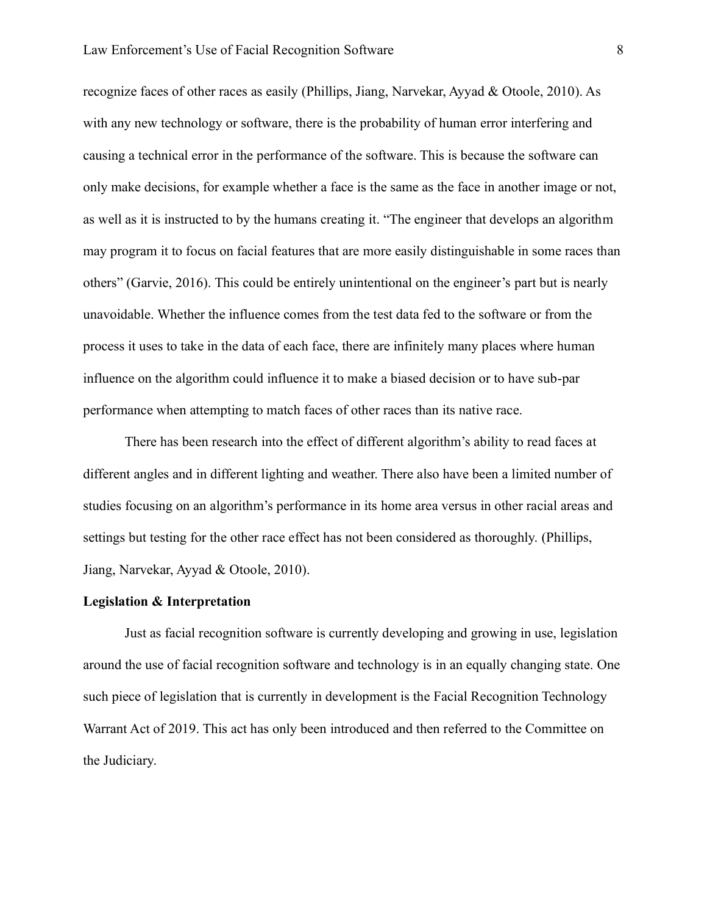recognize faces of other races as easily (Phillips, Jiang, Narvekar, Ayyad & Otoole, 2010). As with any new technology or software, there is the probability of human error interfering and causing a technical error in the performance of the software. This is because the software can only make decisions, for example whether a face is the same as the face in another image or not, as well as it is instructed to by the humans creating it. "The engineer that develops an algorithm may program it to focus on facial features that are more easily distinguishable in some races than others" (Garvie, 2016). This could be entirely unintentional on the engineer's part but is nearly unavoidable. Whether the influence comes from the test data fed to the software or from the process it uses to take in the data of each face, there are infinitely many places where human influence on the algorithm could influence it to make a biased decision or to have sub-par performance when attempting to match faces of other races than its native race.

There has been research into the effect of different algorithm's ability to read faces at different angles and in different lighting and weather. There also have been a limited number of studies focusing on an algorithm's performance in its home area versus in other racial areas and settings but testing for the other race effect has not been considered as thoroughly. (Phillips, Jiang, Narvekar, Ayyad & Otoole, 2010).

**Legislation & Interpretation**

Just as facial recognition software is currently developing and growing in use, legislation around the use of facial recognition software and technology is in an equally changing state. One such piece of legislation that is currently in development is the Facial Recognition Technology Warrant Act of 2019. This act has only been introduced and then referred to the Committee on the Judiciary.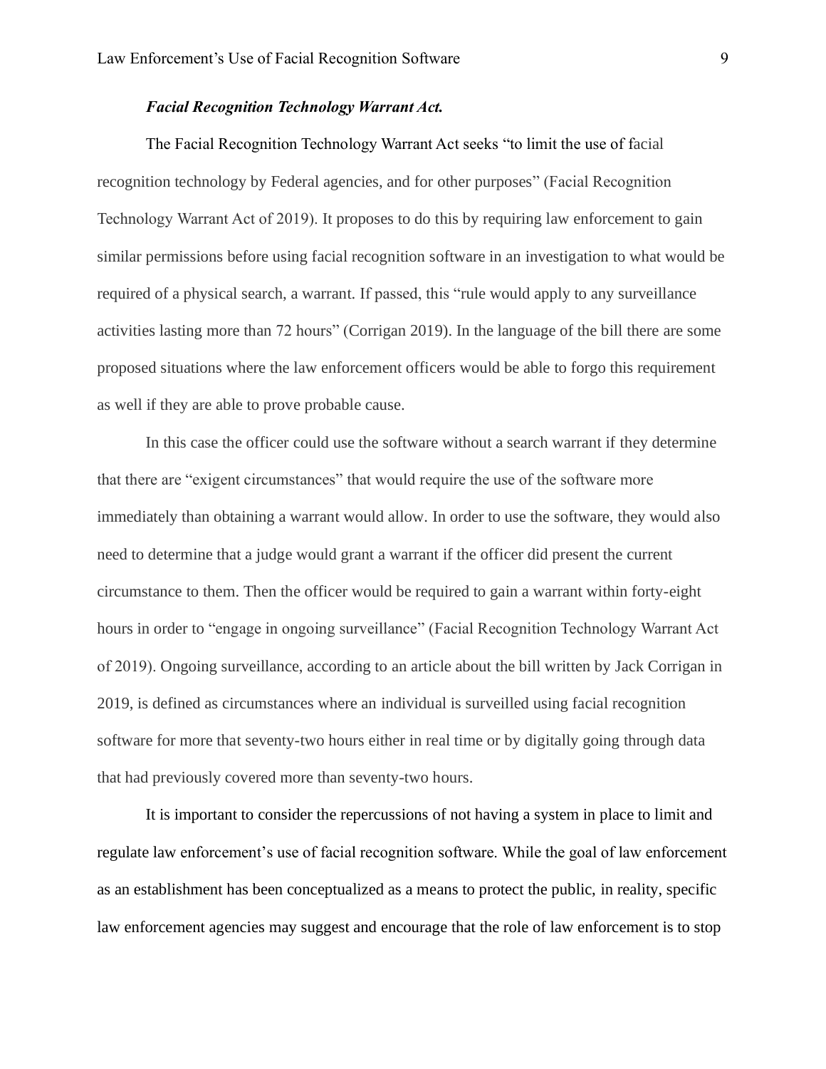***Facial Recognition Technology Warrant Act.***

The Facial Recognition Technology Warrant Act seeks "to limit the use of facial recognition technology by Federal agencies, and for other purposes" (Facial Recognition Technology Warrant Act of 2019). It proposes to do this by requiring law enforcement to gain similar permissions before using facial recognition software in an investigation to what would be required of a physical search, a warrant. If passed, this "rule would apply to any surveillance activities lasting more than 72 hours" (Corrigan 2019). In the language of the bill there are some proposed situations where the law enforcement officers would be able to forgo this requirement as well if they are able to prove probable cause.

In this case the officer could use the software without a search warrant if they determine that there are "exigent circumstances" that would require the use of the software more immediately than obtaining a warrant would allow. In order to use the software, they would also need to determine that a judge would grant a warrant if the officer did present the current circumstance to them. Then the officer would be required to gain a warrant within forty-eight hours in order to "engage in ongoing surveillance" (Facial Recognition Technology Warrant Act of 2019). Ongoing surveillance, according to an article about the bill written by Jack Corrigan in 2019, is defined as circumstances where an individual is surveilled using facial recognition software for more that seventy-two hours either in real time or by digitally going through data that had previously covered more than seventy-two hours.

It is important to consider the repercussions of not having a system in place to limit and regulate law enforcement's use of facial recognition software. While the goal of law enforcement as an establishment has been conceptualized as a means to protect the public, in reality, specific law enforcement agencies may suggest and encourage that the role of law enforcement is to stop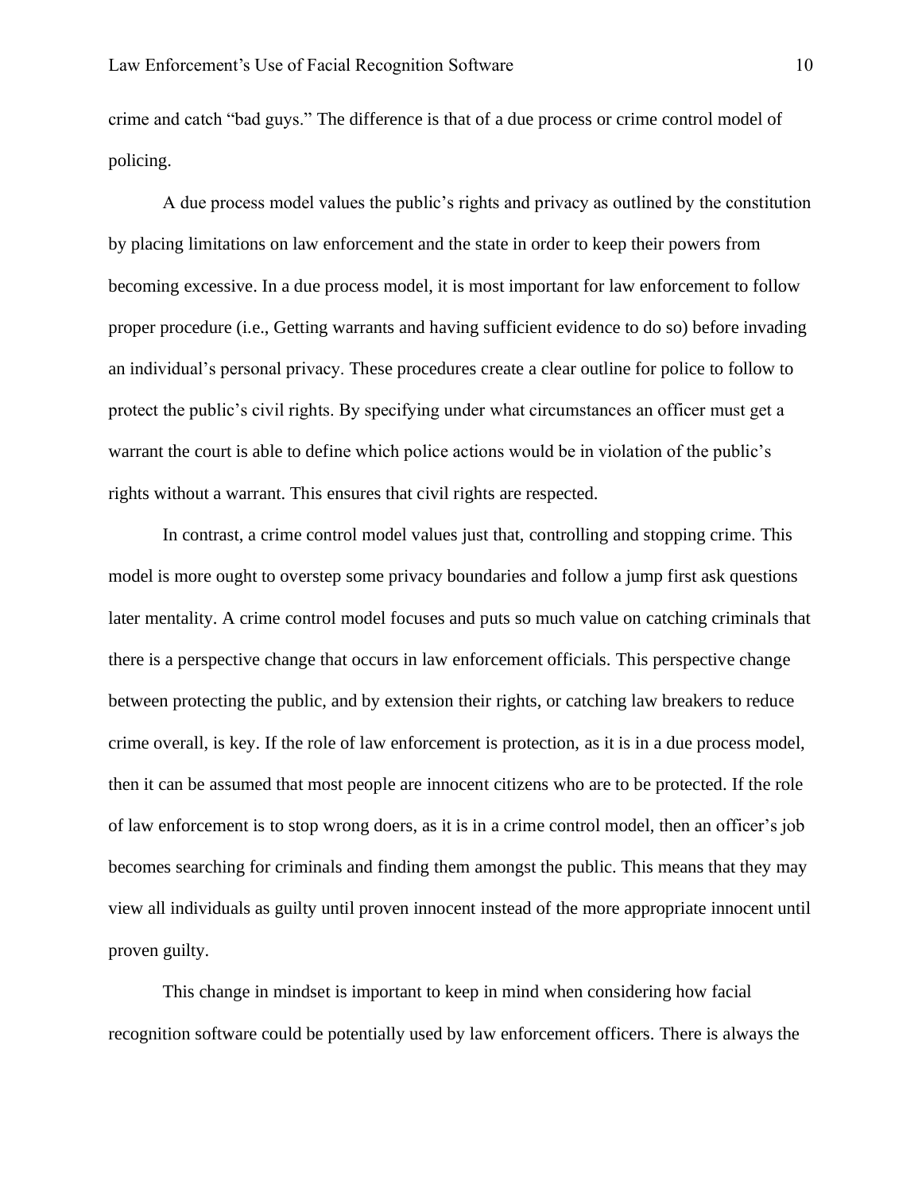crime and catch "bad guys." The difference is that of a due process or crime control model of policing.

A due process model values the public's rights and privacy as outlined by the constitution by placing limitations on law enforcement and the state in order to keep their powers from becoming excessive. In a due process model, it is most important for law enforcement to follow proper procedure (i.e., Getting warrants and having sufficient evidence to do so) before invading an individual's personal privacy. These procedures create a clear outline for police to follow to protect the public's civil rights. By specifying under what circumstances an officer must get a warrant the court is able to define which police actions would be in violation of the public's rights without a warrant. This ensures that civil rights are respected.

In contrast, a crime control model values just that, controlling and stopping crime. This model is more ought to overstep some privacy boundaries and follow a jump first ask questions later mentality. A crime control model focuses and puts so much value on catching criminals that there is a perspective change that occurs in law enforcement officials. This perspective change between protecting the public, and by extension their rights, or catching law breakers to reduce crime overall, is key. If the role of law enforcement is protection, as it is in a due process model, then it can be assumed that most people are innocent citizens who are to be protected. If the role of law enforcement is to stop wrong doers, as it is in a crime control model, then an officer's job becomes searching for criminals and finding them amongst the public. This means that they may view all individuals as guilty until proven innocent instead of the more appropriate innocent until proven guilty.

This change in mindset is important to keep in mind when considering how facial recognition software could be potentially used by law enforcement officers. There is always the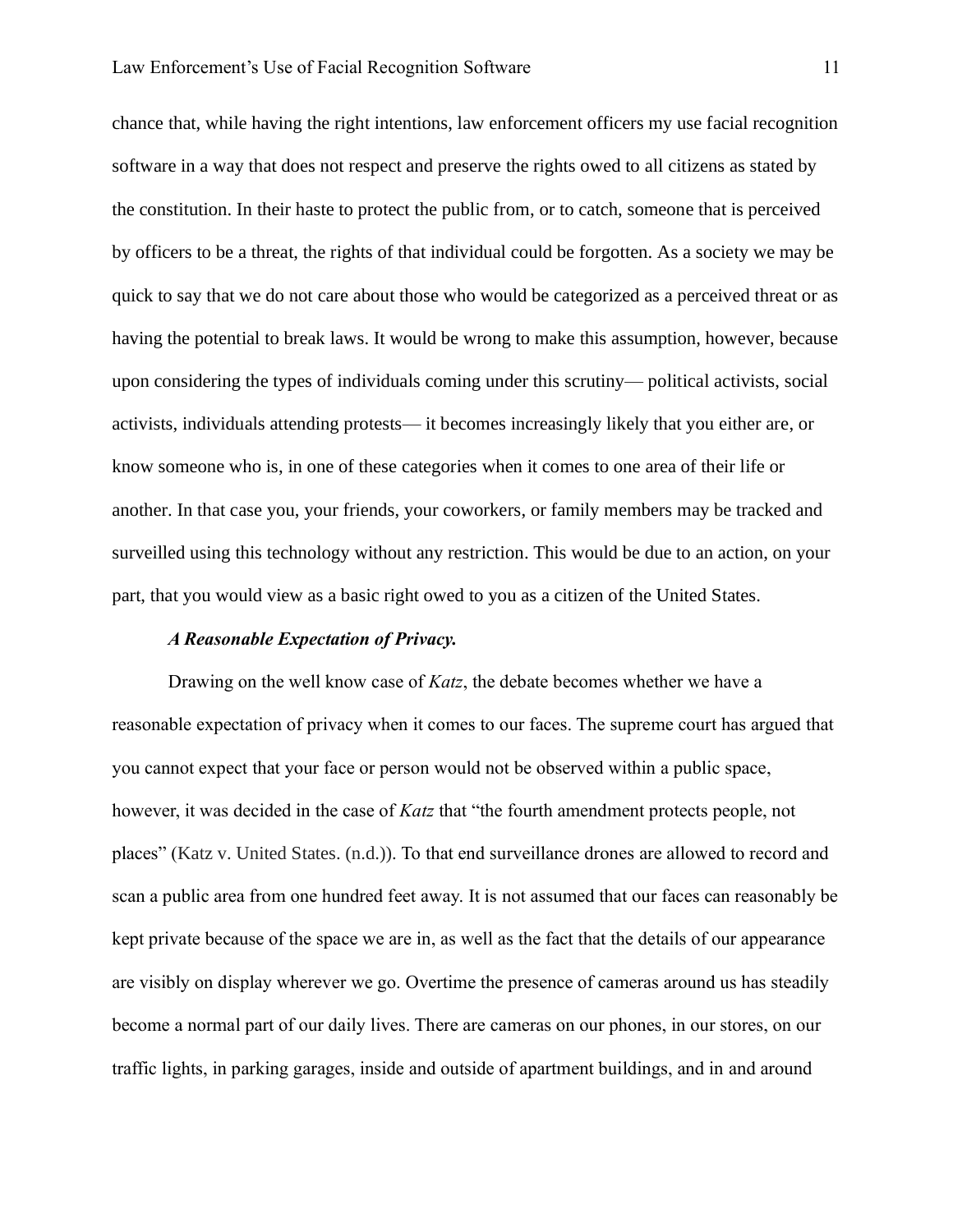chance that, while having the right intentions, law enforcement officers my use facial recognition software in a way that does not respect and preserve the rights owed to all citizens as stated by the constitution. In their haste to protect the public from, or to catch, someone that is perceived by officers to be a threat, the rights of that individual could be forgotten. As a society we may be quick to say that we do not care about those who would be categorized as a perceived threat or as having the potential to break laws. It would be wrong to make this assumption, however, because upon considering the types of individuals coming under this scrutiny— political activists, social activists, individuals attending protests— it becomes increasingly likely that you either are, or know someone who is, in one of these categories when it comes to one area of their life or another. In that case you, your friends, your coworkers, or family members may be tracked and surveilled using this technology without any restriction. This would be due to an action, on your part, that you would view as a basic right owed to you as a citizen of the United States.

***A Reasonable Expectation of Privacy.***

Drawing on the well know case of *Katz*, the debate becomes whether we have a reasonable expectation of privacy when it comes to our faces. The supreme court has argued that you cannot expect that your face or person would not be observed within a public space, however, it was decided in the case of *Katz* that "the fourth amendment protects people, not places" (Katz v. United States. (n.d.)). To that end surveillance drones are allowed to record and scan a public area from one hundred feet away. It is not assumed that our faces can reasonably be kept private because of the space we are in, as well as the fact that the details of our appearance are visibly on display wherever we go. Overtime the presence of cameras around us has steadily become a normal part of our daily lives. There are cameras on our phones, in our stores, on our traffic lights, in parking garages, inside and outside of apartment buildings, and in and around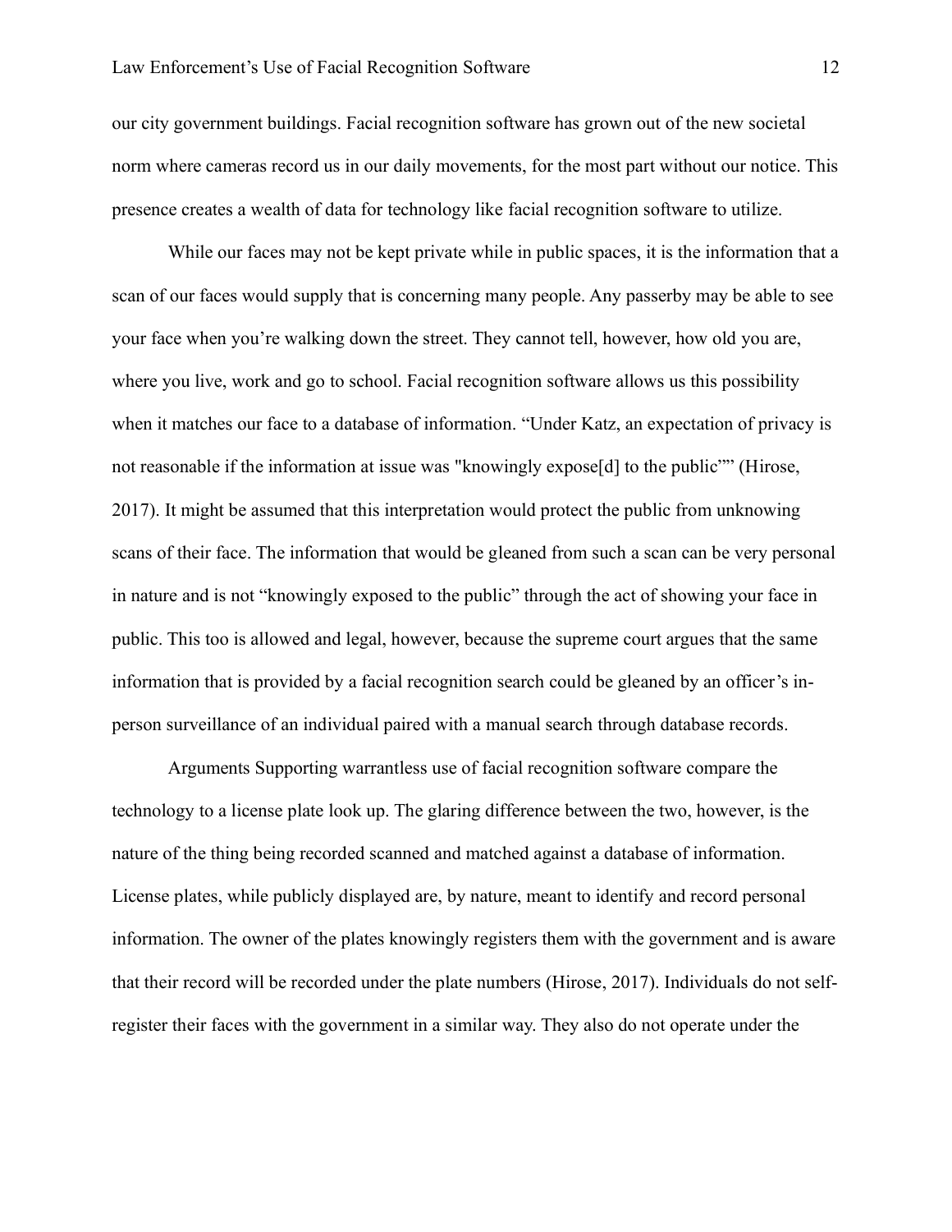our city government buildings. Facial recognition software has grown out of the new societal norm where cameras record us in our daily movements, for the most part without our notice. This presence creates a wealth of data for technology like facial recognition software to utilize.

While our faces may not be kept private while in public spaces, it is the information that a scan of our faces would supply that is concerning many people. Any passerby may be able to see your face when you're walking down the street. They cannot tell, however, how old you are, where you live, work and go to school. Facial recognition software allows us this possibility when it matches our face to a database of information. "Under Katz, an expectation of privacy is not reasonable if the information at issue was "knowingly expose[d] to the public"" (Hirose, 2017). It might be assumed that this interpretation would protect the public from unknowing scans of their face. The information that would be gleaned from such a scan can be very personal in nature and is not "knowingly exposed to the public" through the act of showing your face in public. This too is allowed and legal, however, because the supreme court argues that the same information that is provided by a facial recognition search could be gleaned by an officer's in-person surveillance of an individual paired with a manual search through database records.

Arguments Supporting warrantless use of facial recognition software compare the technology to a license plate look up. The glaring difference between the two, however, is the nature of the thing being recorded scanned and matched against a database of information. License plates, while publicly displayed are, by nature, meant to identify and record personal information. The owner of the plates knowingly registers them with the government and is aware that their record will be recorded under the plate numbers (Hirose, 2017). Individuals do not self-register their faces with the government in a similar way. They also do not operate under the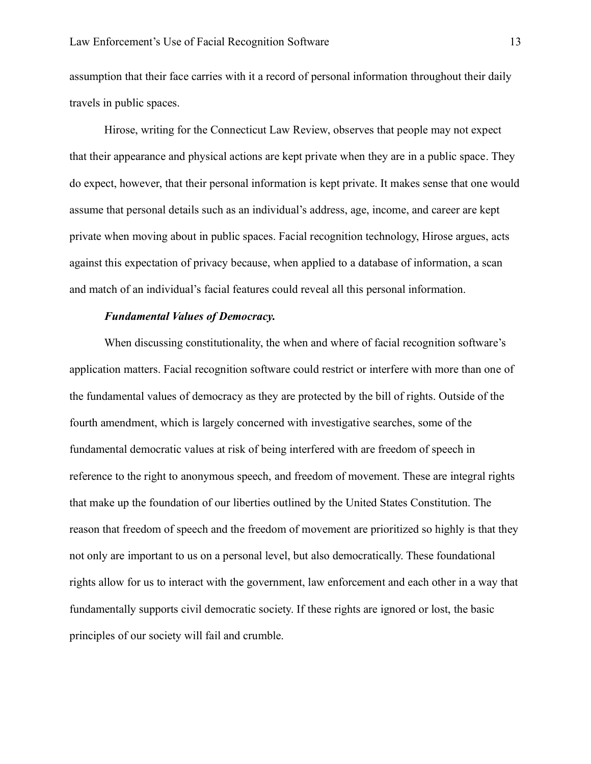assumption that their face carries with it a record of personal information throughout their daily travels in public spaces.

Hirose, writing for the Connecticut Law Review, observes that people may not expect that their appearance and physical actions are kept private when they are in a public space. They do expect, however, that their personal information is kept private. It makes sense that one would assume that personal details such as an individual's address, age, income, and career are kept private when moving about in public spaces. Facial recognition technology, Hirose argues, acts against this expectation of privacy because, when applied to a database of information, a scan and match of an individual's facial features could reveal all this personal information.

#### ***Fundamental Values of Democracy.***

When discussing constitutionality, the when and where of facial recognition software's application matters. Facial recognition software could restrict or interfere with more than one of the fundamental values of democracy as they are protected by the bill of rights. Outside of the fourth amendment, which is largely concerned with investigative searches, some of the fundamental democratic values at risk of being interfered with are freedom of speech in reference to the right to anonymous speech, and freedom of movement. These are integral rights that make up the foundation of our liberties outlined by the United States Constitution. The reason that freedom of speech and the freedom of movement are prioritized so highly is that they not only are important to us on a personal level, but also democratically. These foundational rights allow for us to interact with the government, law enforcement and each other in a way that fundamentally supports civil democratic society. If these rights are ignored or lost, the basic principles of our society will fail and crumble.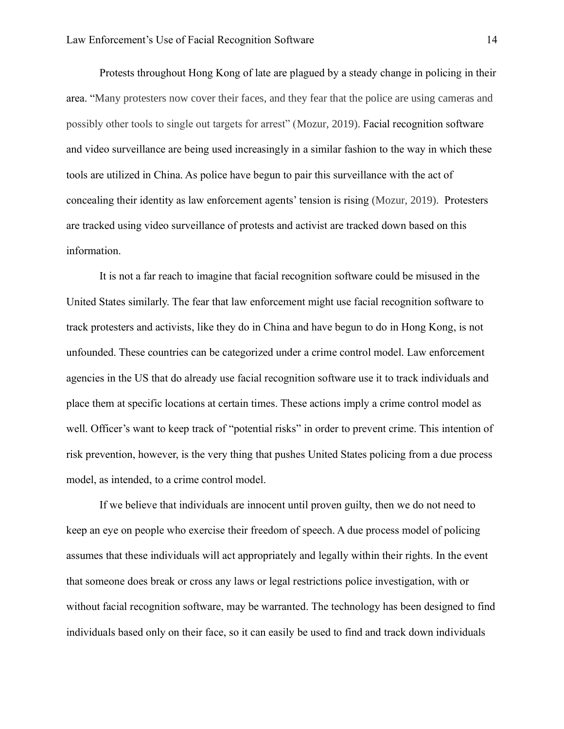Protests throughout Hong Kong of late are plagued by a steady change in policing in their area. "Many protesters now cover their faces, and they fear that the police are using cameras and possibly other tools to single out targets for arrest" (Mozur, 2019). Facial recognition software and video surveillance are being used increasingly in a similar fashion to the way in which these tools are utilized in China. As police have begun to pair this surveillance with the act of concealing their identity as law enforcement agents' tension is rising (Mozur, 2019). Protesters are tracked using video surveillance of protests and activist are tracked down based on this information.

It is not a far reach to imagine that facial recognition software could be misused in the United States similarly. The fear that law enforcement might use facial recognition software to track protesters and activists, like they do in China and have begun to do in Hong Kong, is not unfounded. These countries can be categorized under a crime control model. Law enforcement agencies in the US that do already use facial recognition software use it to track individuals and place them at specific locations at certain times. These actions imply a crime control model as well. Officer's want to keep track of "potential risks" in order to prevent crime. This intention of risk prevention, however, is the very thing that pushes United States policing from a due process model, as intended, to a crime control model.

If we believe that individuals are innocent until proven guilty, then we do not need to keep an eye on people who exercise their freedom of speech. A due process model of policing assumes that these individuals will act appropriately and legally within their rights. In the event that someone does break or cross any laws or legal restrictions police investigation, with or without facial recognition software, may be warranted. The technology has been designed to find individuals based only on their face, so it can easily be used to find and track down individuals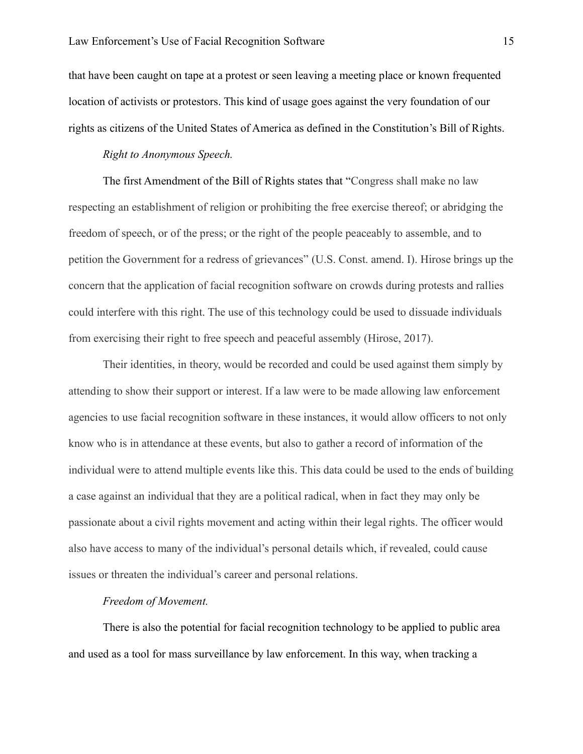that have been caught on tape at a protest or seen leaving a meeting place or known frequented location of activists or protestors. This kind of usage goes against the very foundation of our rights as citizens of the United States of America as defined in the Constitution's Bill of Rights.

*Right to Anonymous Speech.*

The first Amendment of the Bill of Rights states that "Congress shall make no law respecting an establishment of religion or prohibiting the free exercise thereof; or abridging the freedom of speech, or of the press; or the right of the people peaceably to assemble, and to petition the Government for a redress of grievances" (U.S. Const. amend. I). Hirose brings up the concern that the application of facial recognition software on crowds during protests and rallies could interfere with this right. The use of this technology could be used to dissuade individuals from exercising their right to free speech and peaceful assembly (Hirose, 2017).

Their identities, in theory, would be recorded and could be used against them simply by attending to show their support or interest. If a law were to be made allowing law enforcement agencies to use facial recognition software in these instances, it would allow officers to not only know who is in attendance at these events, but also to gather a record of information of the individual were to attend multiple events like this. This data could be used to the ends of building a case against an individual that they are a political radical, when in fact they may only be passionate about a civil rights movement and acting within their legal rights. The officer would also have access to many of the individual's personal details which, if revealed, could cause issues or threaten the individual's career and personal relations.

*Freedom of Movement.*

There is also the potential for facial recognition technology to be applied to public area and used as a tool for mass surveillance by law enforcement. In this way, when tracking a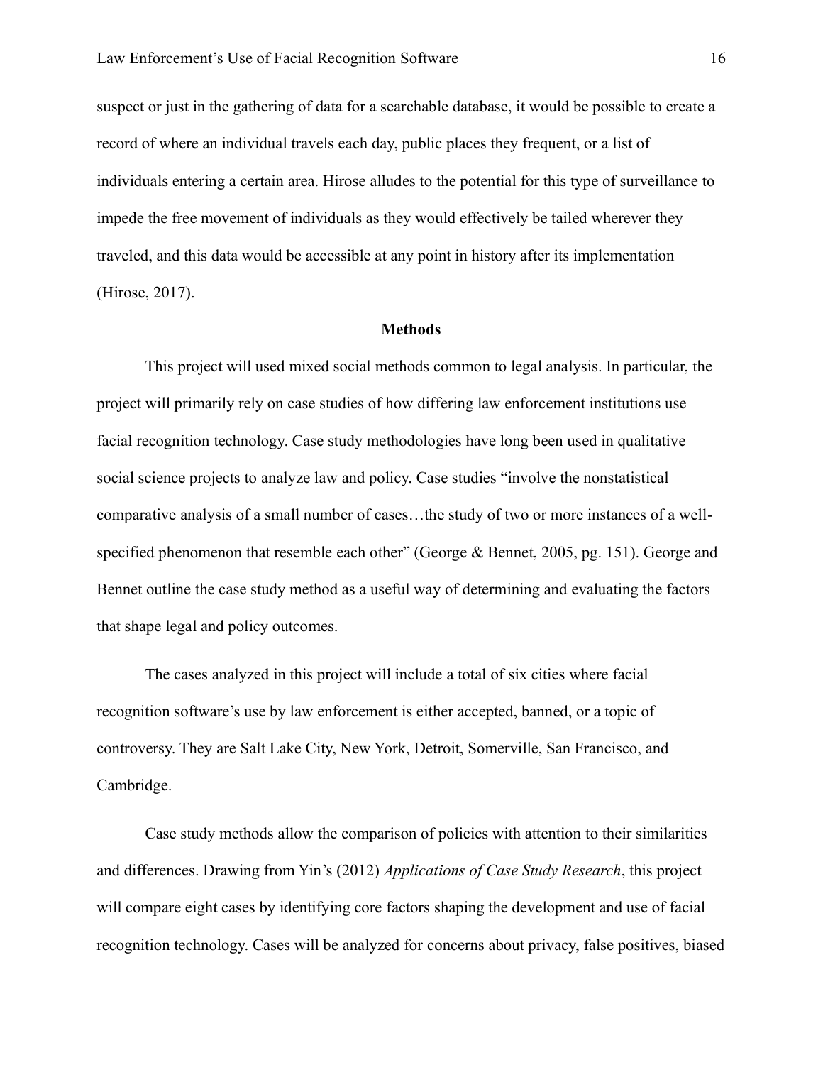suspect or just in the gathering of data for a searchable database, it would be possible to create a record of where an individual travels each day, public places they frequent, or a list of individuals entering a certain area. Hirose alludes to the potential for this type of surveillance to impede the free movement of individuals as they would effectively be tailed wherever they traveled, and this data would be accessible at any point in history after its implementation (Hirose, 2017).

## Methods

This project will used mixed social methods common to legal analysis. In particular, the project will primarily rely on case studies of how differing law enforcement institutions use facial recognition technology. Case study methodologies have long been used in qualitative social science projects to analyze law and policy. Case studies "involve the nonstatistical comparative analysis of a small number of cases…the study of two or more instances of a well-specified phenomenon that resemble each other" (George & Bennet, 2005, pg. 151). George and Bennet outline the case study method as a useful way of determining and evaluating the factors that shape legal and policy outcomes.

The cases analyzed in this project will include a total of six cities where facial recognition software's use by law enforcement is either accepted, banned, or a topic of controversy. They are Salt Lake City, New York, Detroit, Somerville, San Francisco, and Cambridge.

Case study methods allow the comparison of policies with attention to their similarities and differences. Drawing from Yin's (2012) *Applications of Case Study Research*, this project will compare eight cases by identifying core factors shaping the development and use of facial recognition technology. Cases will be analyzed for concerns about privacy, false positives, biased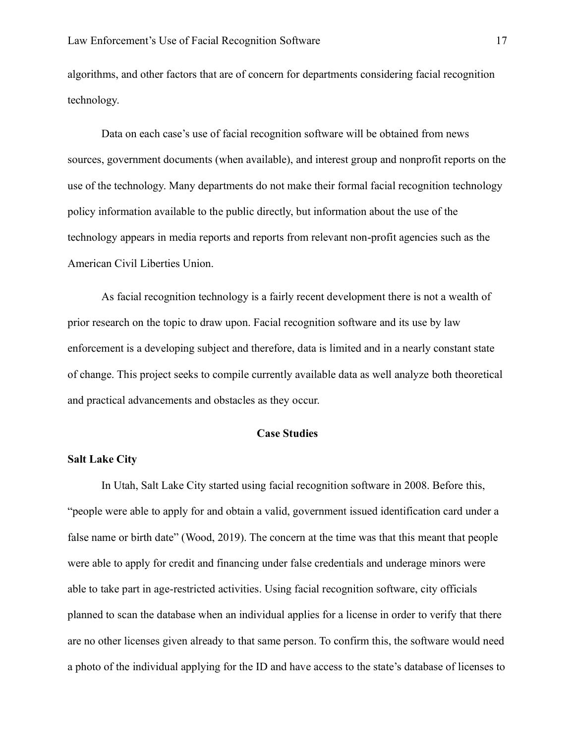algorithms, and other factors that are of concern for departments considering facial recognition technology.

Data on each case's use of facial recognition software will be obtained from news sources, government documents (when available), and interest group and nonprofit reports on the use of the technology. Many departments do not make their formal facial recognition technology policy information available to the public directly, but information about the use of the technology appears in media reports and reports from relevant non-profit agencies such as the American Civil Liberties Union.

As facial recognition technology is a fairly recent development there is not a wealth of prior research on the topic to draw upon. Facial recognition software and its use by law enforcement is a developing subject and therefore, data is limited and in a nearly constant state of change. This project seeks to compile currently available data as well analyze both theoretical and practical advancements and obstacles as they occur.

## Case Studies

### Salt Lake City

In Utah, Salt Lake City started using facial recognition software in 2008. Before this, "people were able to apply for and obtain a valid, government issued identification card under a false name or birth date" (Wood, 2019). The concern at the time was that this meant that people were able to apply for credit and financing under false credentials and underage minors were able to take part in age-restricted activities. Using facial recognition software, city officials planned to scan the database when an individual applies for a license in order to verify that there are no other licenses given already to that same person. To confirm this, the software would need a photo of the individual applying for the ID and have access to the state's database of licenses to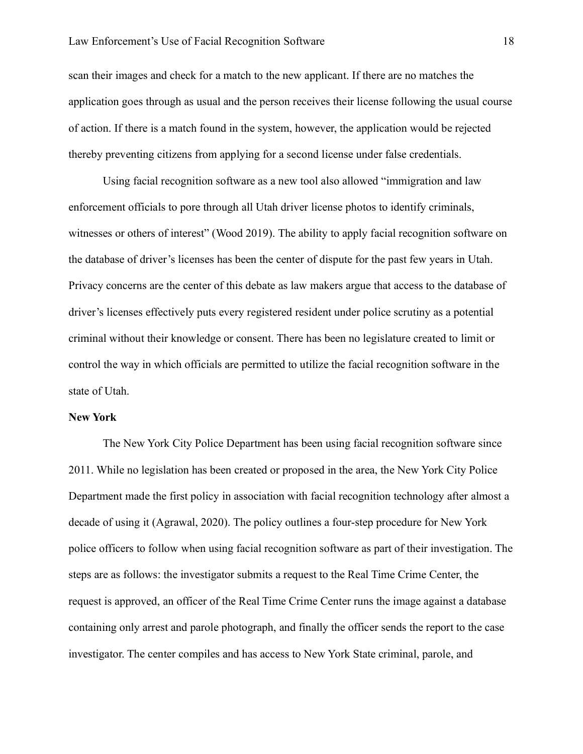scan their images and check for a match to the new applicant. If there are no matches the application goes through as usual and the person receives their license following the usual course of action. If there is a match found in the system, however, the application would be rejected thereby preventing citizens from applying for a second license under false credentials.

Using facial recognition software as a new tool also allowed "immigration and law enforcement officials to pore through all Utah driver license photos to identify criminals, witnesses or others of interest" (Wood 2019). The ability to apply facial recognition software on the database of driver's licenses has been the center of dispute for the past few years in Utah. Privacy concerns are the center of this debate as law makers argue that access to the database of driver's licenses effectively puts every registered resident under police scrutiny as a potential criminal without their knowledge or consent. There has been no legislature created to limit or control the way in which officials are permitted to utilize the facial recognition software in the state of Utah.

**New York**

The New York City Police Department has been using facial recognition software since 2011. While no legislation has been created or proposed in the area, the New York City Police Department made the first policy in association with facial recognition technology after almost a decade of using it (Agrawal, 2020). The policy outlines a four-step procedure for New York police officers to follow when using facial recognition software as part of their investigation. The steps are as follows: the investigator submits a request to the Real Time Crime Center, the request is approved, an officer of the Real Time Crime Center runs the image against a database containing only arrest and parole photograph, and finally the officer sends the report to the case investigator. The center compiles and has access to New York State criminal, parole, and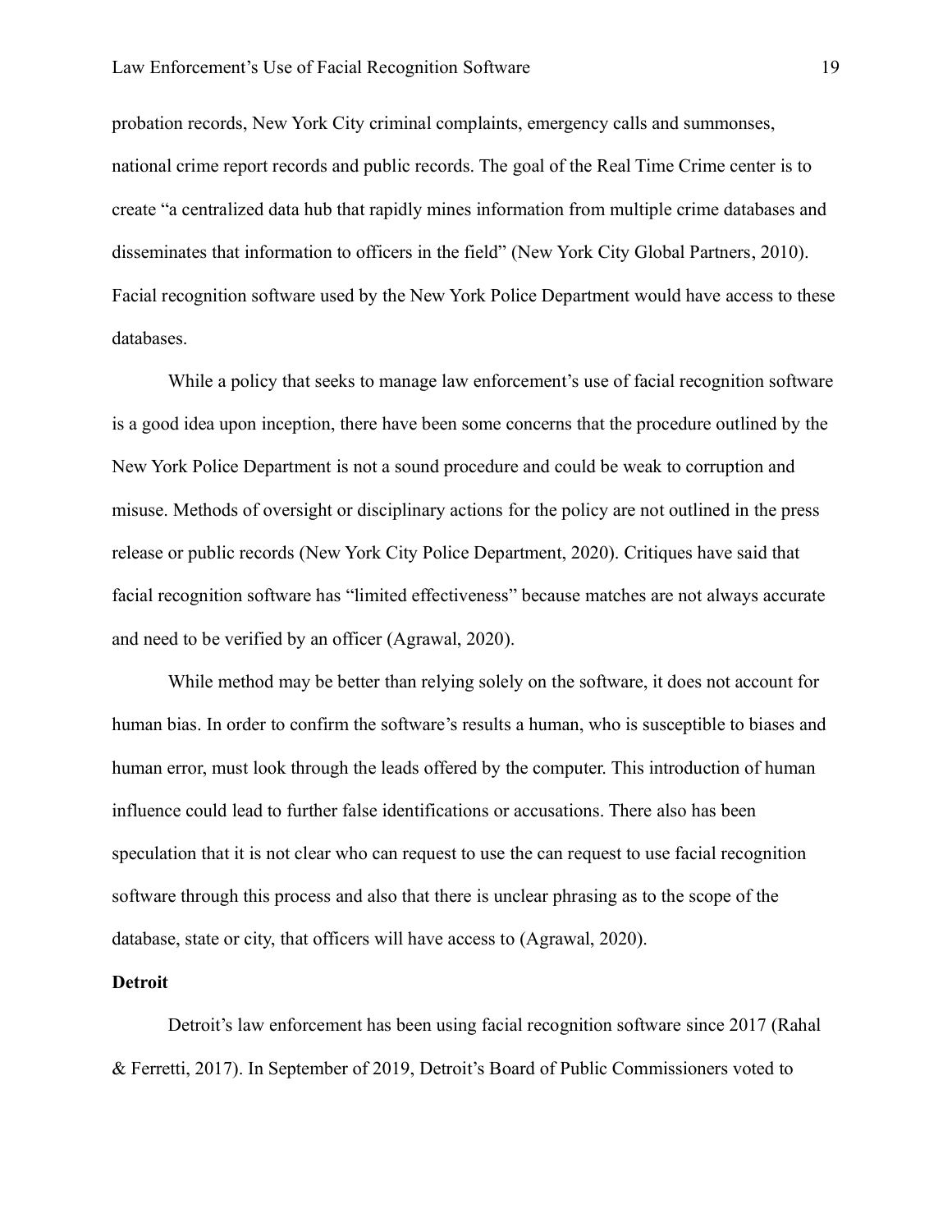probation records, New York City criminal complaints, emergency calls and summonses, national crime report records and public records. The goal of the Real Time Crime center is to create "a centralized data hub that rapidly mines information from multiple crime databases and disseminates that information to officers in the field" (New York City Global Partners, 2010). Facial recognition software used by the New York Police Department would have access to these databases.

While a policy that seeks to manage law enforcement's use of facial recognition software is a good idea upon inception, there have been some concerns that the procedure outlined by the New York Police Department is not a sound procedure and could be weak to corruption and misuse. Methods of oversight or disciplinary actions for the policy are not outlined in the press release or public records (New York City Police Department, 2020). Critiques have said that facial recognition software has "limited effectiveness" because matches are not always accurate and need to be verified by an officer (Agrawal, 2020).

While method may be better than relying solely on the software, it does not account for human bias. In order to confirm the software's results a human, who is susceptible to biases and human error, must look through the leads offered by the computer. This introduction of human influence could lead to further false identifications or accusations. There also has been speculation that it is not clear who can request to use the can request to use facial recognition software through this process and also that there is unclear phrasing as to the scope of the database, state or city, that officers will have access to (Agrawal, 2020).

**Detroit**

Detroit's law enforcement has been using facial recognition software since 2017 (Rahal & Ferretti, 2017). In September of 2019, Detroit's Board of Public Commissioners voted to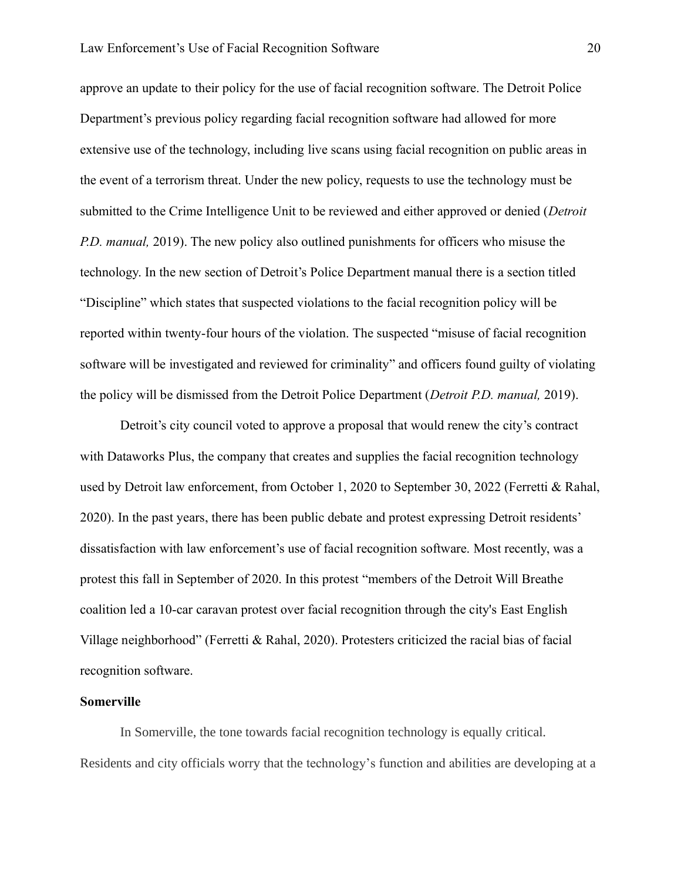approve an update to their policy for the use of facial recognition software. The Detroit Police Department's previous policy regarding facial recognition software had allowed for more extensive use of the technology, including live scans using facial recognition on public areas in the event of a terrorism threat. Under the new policy, requests to use the technology must be submitted to the Crime Intelligence Unit to be reviewed and either approved or denied (*Detroit P.D. manual,* 2019). The new policy also outlined punishments for officers who misuse the technology. In the new section of Detroit's Police Department manual there is a section titled "Discipline" which states that suspected violations to the facial recognition policy will be reported within twenty-four hours of the violation. The suspected "misuse of facial recognition software will be investigated and reviewed for criminality" and officers found guilty of violating the policy will be dismissed from the Detroit Police Department (*Detroit P.D. manual,* 2019).

Detroit's city council voted to approve a proposal that would renew the city's contract with Dataworks Plus, the company that creates and supplies the facial recognition technology used by Detroit law enforcement, from October 1, 2020 to September 30, 2022 (Ferretti & Rahal, 2020). In the past years, there has been public debate and protest expressing Detroit residents' dissatisfaction with law enforcement's use of facial recognition software. Most recently, was a protest this fall in September of 2020. In this protest "members of the Detroit Will Breathe coalition led a 10-car caravan protest over facial recognition through the city's East English Village neighborhood" (Ferretti & Rahal, 2020). Protesters criticized the racial bias of facial recognition software.

**Somerville**

In Somerville, the tone towards facial recognition technology is equally critical. Residents and city officials worry that the technology's function and abilities are developing at a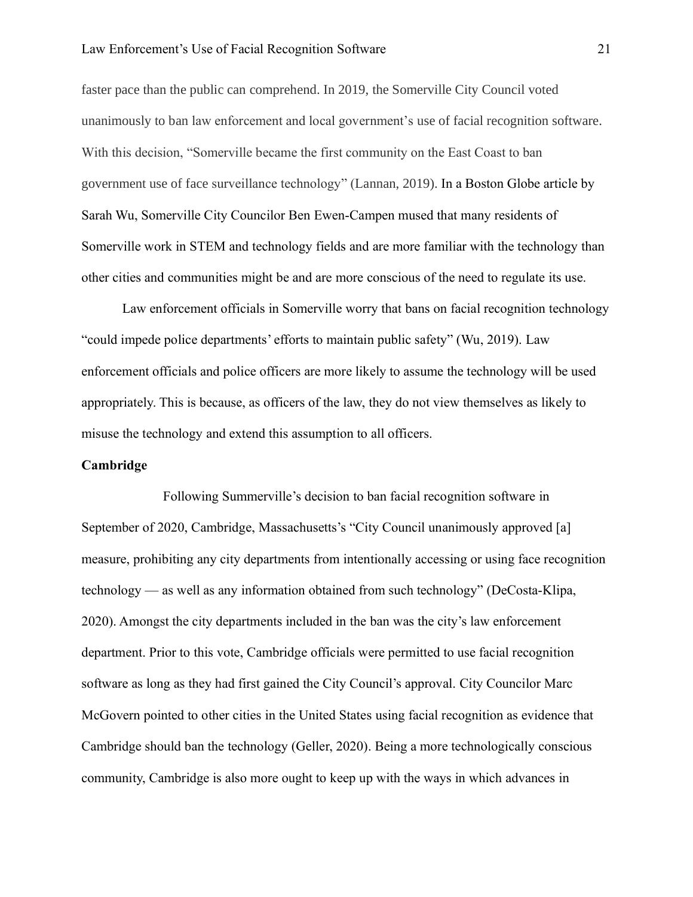faster pace than the public can comprehend. In 2019, the Somerville City Council voted unanimously to ban law enforcement and local government's use of facial recognition software. With this decision, "Somerville became the first community on the East Coast to ban government use of face surveillance technology" (Lannan, 2019). In a Boston Globe article by Sarah Wu, Somerville City Councilor Ben Ewen-Campen mused that many residents of Somerville work in STEM and technology fields and are more familiar with the technology than other cities and communities might be and are more conscious of the need to regulate its use.

Law enforcement officials in Somerville worry that bans on facial recognition technology "could impede police departments' efforts to maintain public safety" (Wu, 2019). Law enforcement officials and police officers are more likely to assume the technology will be used appropriately. This is because, as officers of the law, they do not view themselves as likely to misuse the technology and extend this assumption to all officers.

**Cambridge**

Following Summerville's decision to ban facial recognition software in September of 2020, Cambridge, Massachusetts's "City Council unanimously approved [a] measure, prohibiting any city departments from intentionally accessing or using face recognition technology — as well as any information obtained from such technology" (DeCosta-Klipa, 2020). Amongst the city departments included in the ban was the city's law enforcement department. Prior to this vote, Cambridge officials were permitted to use facial recognition software as long as they had first gained the City Council's approval. City Councilor Marc McGovern pointed to other cities in the United States using facial recognition as evidence that Cambridge should ban the technology (Geller, 2020). Being a more technologically conscious community, Cambridge is also more ought to keep up with the ways in which advances in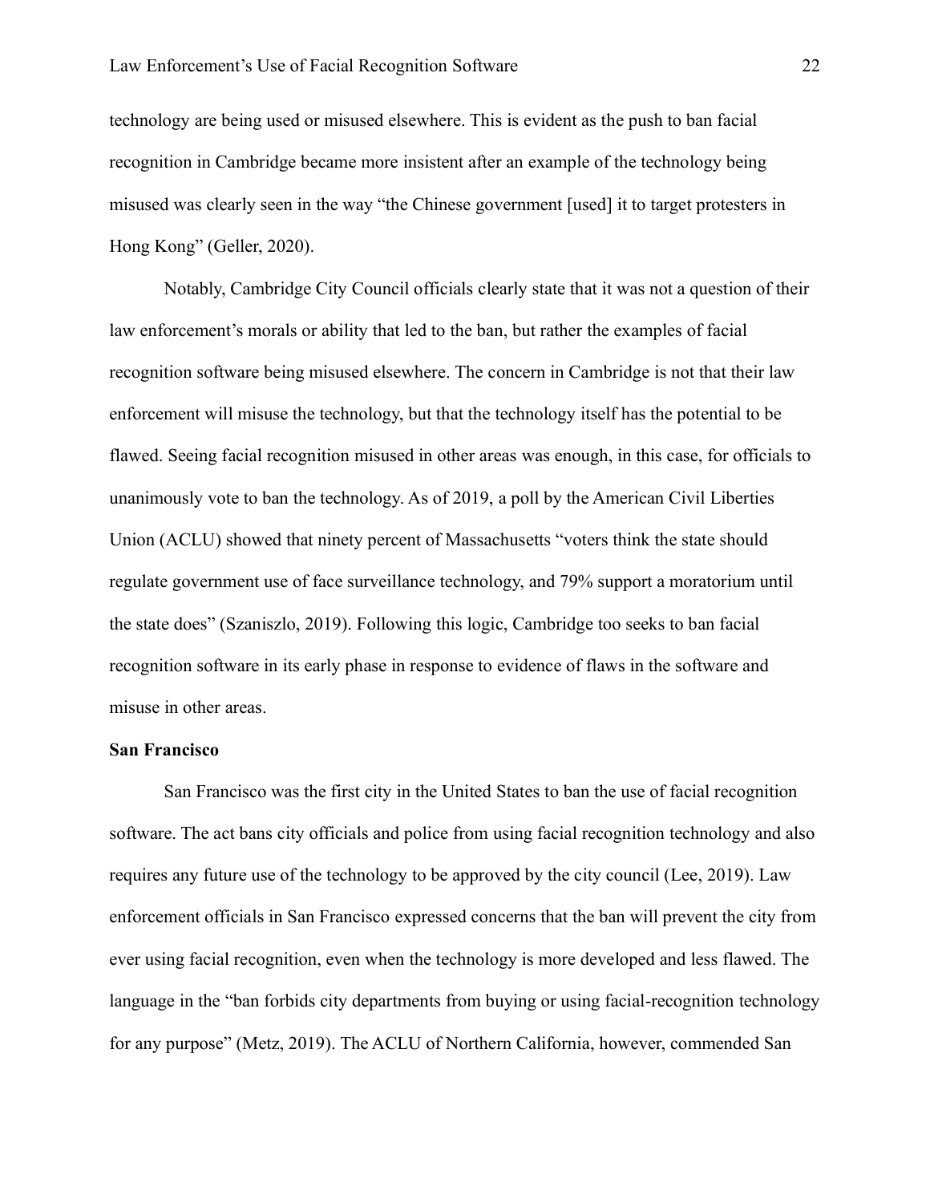technology are being used or misused elsewhere. This is evident as the push to ban facial recognition in Cambridge became more insistent after an example of the technology being misused was clearly seen in the way "the Chinese government [used] it to target protesters in Hong Kong" (Geller, 2020).

Notably, Cambridge City Council officials clearly state that it was not a question of their law enforcement's morals or ability that led to the ban, but rather the examples of facial recognition software being misused elsewhere. The concern in Cambridge is not that their law enforcement will misuse the technology, but that the technology itself has the potential to be flawed. Seeing facial recognition misused in other areas was enough, in this case, for officials to unanimously vote to ban the technology. As of 2019, a poll by the American Civil Liberties Union (ACLU) showed that ninety percent of Massachusetts "voters think the state should regulate government use of face surveillance technology, and 79% support a moratorium until the state does" (Szaniszlo, 2019). Following this logic, Cambridge too seeks to ban facial recognition software in its early phase in response to evidence of flaws in the software and misuse in other areas.

**San Francisco**

San Francisco was the first city in the United States to ban the use of facial recognition software. The act bans city officials and police from using facial recognition technology and also requires any future use of the technology to be approved by the city council (Lee, 2019). Law enforcement officials in San Francisco expressed concerns that the ban will prevent the city from ever using facial recognition, even when the technology is more developed and less flawed. The language in the "ban forbids city departments from buying or using facial-recognition technology for any purpose" (Metz, 2019). The ACLU of Northern California, however, commended San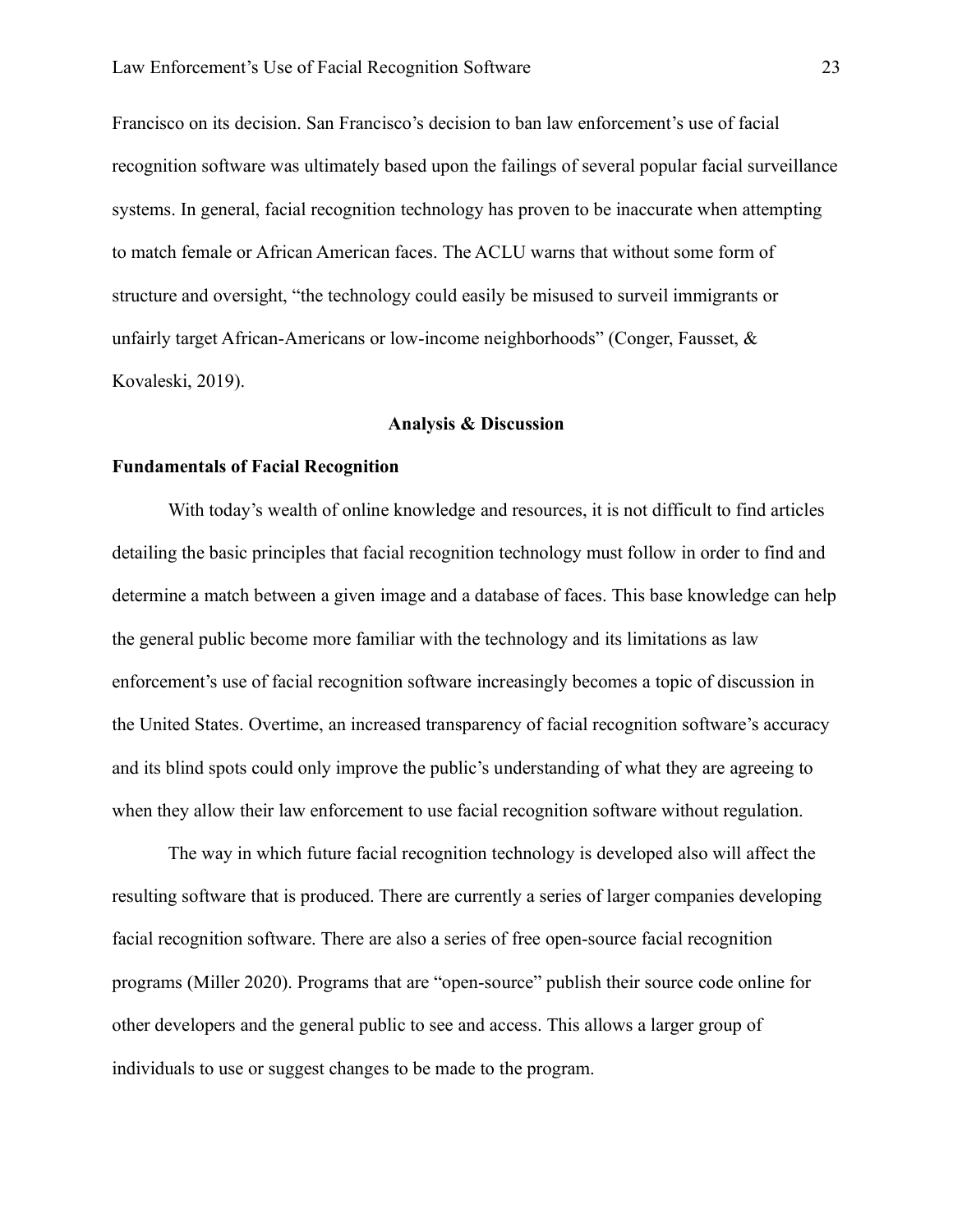Francisco on its decision. San Francisco's decision to ban law enforcement's use of facial recognition software was ultimately based upon the failings of several popular facial surveillance systems. In general, facial recognition technology has proven to be inaccurate when attempting to match female or African American faces. The ACLU warns that without some form of structure and oversight, "the technology could easily be misused to surveil immigrants or unfairly target African-Americans or low-income neighborhoods" (Conger, Fausset, & Kovaleski, 2019).

## Analysis & Discussion

### Fundamentals of Facial Recognition

With today's wealth of online knowledge and resources, it is not difficult to find articles detailing the basic principles that facial recognition technology must follow in order to find and determine a match between a given image and a database of faces. This base knowledge can help the general public become more familiar with the technology and its limitations as law enforcement's use of facial recognition software increasingly becomes a topic of discussion in the United States. Overtime, an increased transparency of facial recognition software's accuracy and its blind spots could only improve the public's understanding of what they are agreeing to when they allow their law enforcement to use facial recognition software without regulation.

The way in which future facial recognition technology is developed also will affect the resulting software that is produced. There are currently a series of larger companies developing facial recognition software. There are also a series of free open-source facial recognition programs (Miller 2020). Programs that are "open-source" publish their source code online for other developers and the general public to see and access. This allows a larger group of individuals to use or suggest changes to be made to the program.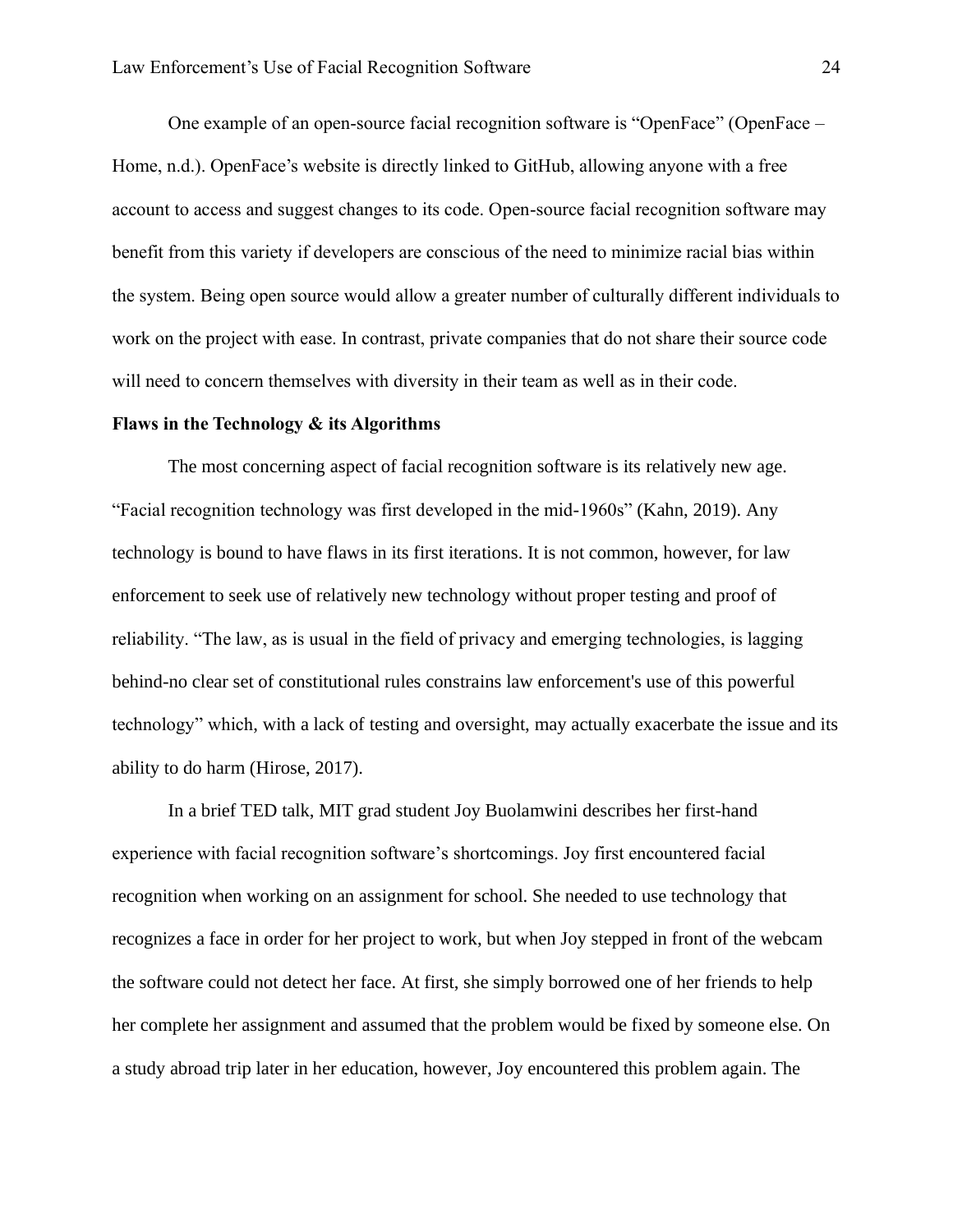One example of an open-source facial recognition software is "OpenFace" (OpenFace – Home, n.d.). OpenFace's website is directly linked to GitHub, allowing anyone with a free account to access and suggest changes to its code. Open-source facial recognition software may benefit from this variety if developers are conscious of the need to minimize racial bias within the system. Being open source would allow a greater number of culturally different individuals to work on the project with ease. In contrast, private companies that do not share their source code will need to concern themselves with diversity in their team as well as in their code.

**Flaws in the Technology & its Algorithms**

The most concerning aspect of facial recognition software is its relatively new age. "Facial recognition technology was first developed in the mid-1960s" (Kahn, 2019). Any technology is bound to have flaws in its first iterations. It is not common, however, for law enforcement to seek use of relatively new technology without proper testing and proof of reliability. "The law, as is usual in the field of privacy and emerging technologies, is lagging behind-no clear set of constitutional rules constrains law enforcement's use of this powerful technology" which, with a lack of testing and oversight, may actually exacerbate the issue and its ability to do harm (Hirose, 2017).

In a brief TED talk, MIT grad student Joy Buolamwini describes her first-hand experience with facial recognition software's shortcomings. Joy first encountered facial recognition when working on an assignment for school. She needed to use technology that recognizes a face in order for her project to work, but when Joy stepped in front of the webcam the software could not detect her face. At first, she simply borrowed one of her friends to help her complete her assignment and assumed that the problem would be fixed by someone else. On a study abroad trip later in her education, however, Joy encountered this problem again. The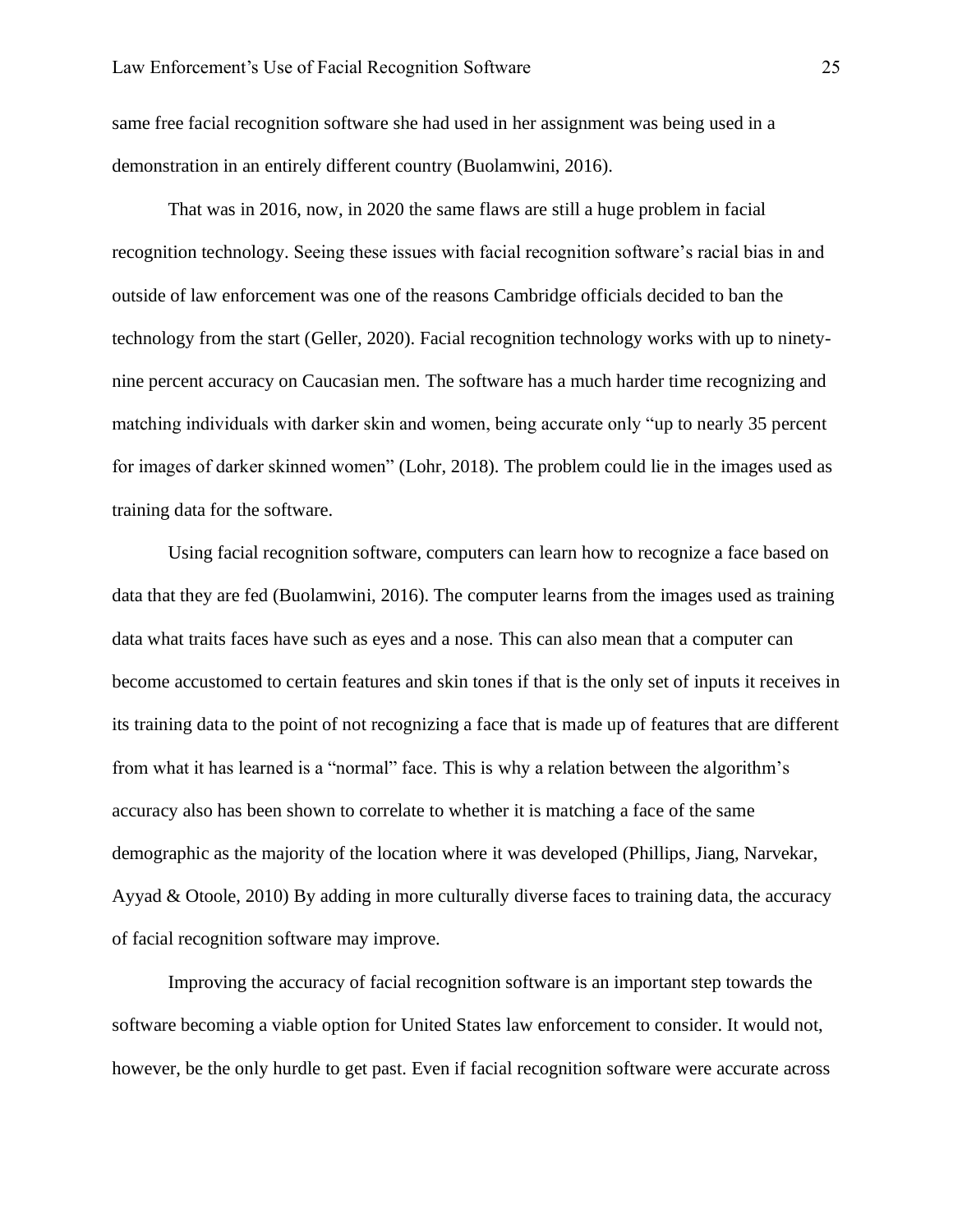same free facial recognition software she had used in her assignment was being used in a demonstration in an entirely different country (Buolamwini, 2016).

That was in 2016, now, in 2020 the same flaws are still a huge problem in facial recognition technology. Seeing these issues with facial recognition software's racial bias in and outside of law enforcement was one of the reasons Cambridge officials decided to ban the technology from the start (Geller, 2020). Facial recognition technology works with up to ninety-nine percent accuracy on Caucasian men. The software has a much harder time recognizing and matching individuals with darker skin and women, being accurate only "up to nearly 35 percent for images of darker skinned women" (Lohr, 2018). The problem could lie in the images used as training data for the software.

Using facial recognition software, computers can learn how to recognize a face based on data that they are fed (Buolamwini, 2016). The computer learns from the images used as training data what traits faces have such as eyes and a nose. This can also mean that a computer can become accustomed to certain features and skin tones if that is the only set of inputs it receives in its training data to the point of not recognizing a face that is made up of features that are different from what it has learned is a "normal" face. This is why a relation between the algorithm's accuracy also has been shown to correlate to whether it is matching a face of the same demographic as the majority of the location where it was developed (Phillips, Jiang, Narvekar, Ayyad & Otoole, 2010) By adding in more culturally diverse faces to training data, the accuracy of facial recognition software may improve.

Improving the accuracy of facial recognition software is an important step towards the software becoming a viable option for United States law enforcement to consider. It would not, however, be the only hurdle to get past. Even if facial recognition software were accurate across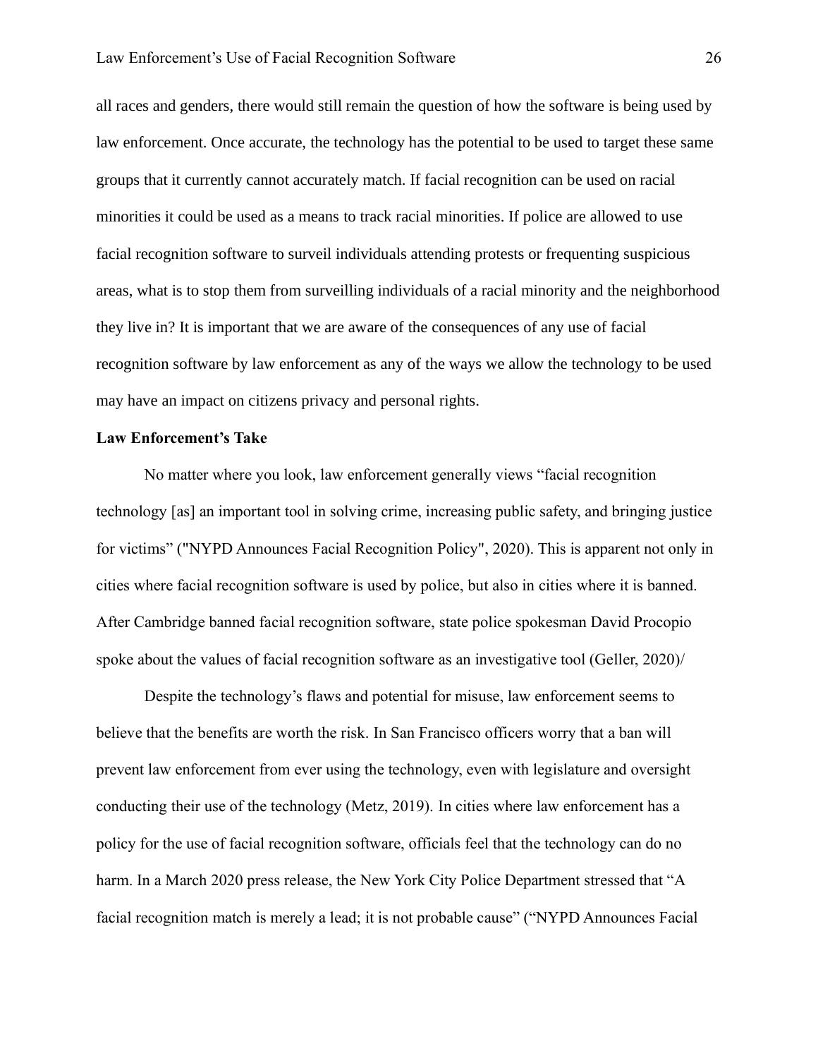all races and genders, there would still remain the question of how the software is being used by law enforcement. Once accurate, the technology has the potential to be used to target these same groups that it currently cannot accurately match. If facial recognition can be used on racial minorities it could be used as a means to track racial minorities. If police are allowed to use facial recognition software to surveil individuals attending protests or frequenting suspicious areas, what is to stop them from surveilling individuals of a racial minority and the neighborhood they live in? It is important that we are aware of the consequences of any use of facial recognition software by law enforcement as any of the ways we allow the technology to be used may have an impact on citizens privacy and personal rights.

**Law Enforcement's Take**

No matter where you look, law enforcement generally views "facial recognition technology [as] an important tool in solving crime, increasing public safety, and bringing justice for victims" ("NYPD Announces Facial Recognition Policy", 2020). This is apparent not only in cities where facial recognition software is used by police, but also in cities where it is banned. After Cambridge banned facial recognition software, state police spokesman David Procopio spoke about the values of facial recognition software as an investigative tool (Geller, 2020)/

Despite the technology's flaws and potential for misuse, law enforcement seems to believe that the benefits are worth the risk. In San Francisco officers worry that a ban will prevent law enforcement from ever using the technology, even with legislature and oversight conducting their use of the technology (Metz, 2019). In cities where law enforcement has a policy for the use of facial recognition software, officials feel that the technology can do no harm. In a March 2020 press release, the New York City Police Department stressed that "A facial recognition match is merely a lead; it is not probable cause" ("NYPD Announces Facial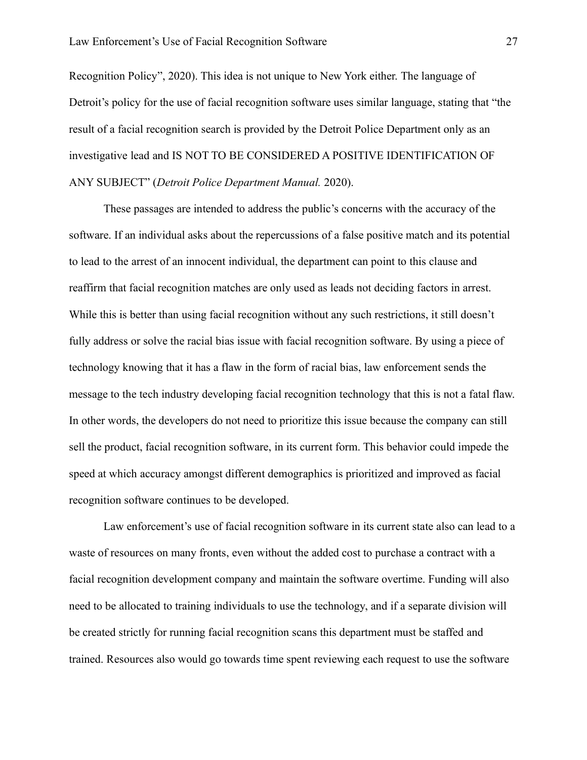Recognition Policy", 2020). This idea is not unique to New York either. The language of Detroit's policy for the use of facial recognition software uses similar language, stating that "the result of a facial recognition search is provided by the Detroit Police Department only as an investigative lead and IS NOT TO BE CONSIDERED A POSITIVE IDENTIFICATION OF ANY SUBJECT" (*Detroit Police Department Manual.* 2020).

These passages are intended to address the public's concerns with the accuracy of the software. If an individual asks about the repercussions of a false positive match and its potential to lead to the arrest of an innocent individual, the department can point to this clause and reaffirm that facial recognition matches are only used as leads not deciding factors in arrest. While this is better than using facial recognition without any such restrictions, it still doesn't fully address or solve the racial bias issue with facial recognition software. By using a piece of technology knowing that it has a flaw in the form of racial bias, law enforcement sends the message to the tech industry developing facial recognition technology that this is not a fatal flaw. In other words, the developers do not need to prioritize this issue because the company can still sell the product, facial recognition software, in its current form. This behavior could impede the speed at which accuracy amongst different demographics is prioritized and improved as facial recognition software continues to be developed.

Law enforcement's use of facial recognition software in its current state also can lead to a waste of resources on many fronts, even without the added cost to purchase a contract with a facial recognition development company and maintain the software overtime. Funding will also need to be allocated to training individuals to use the technology, and if a separate division will be created strictly for running facial recognition scans this department must be staffed and trained. Resources also would go towards time spent reviewing each request to use the software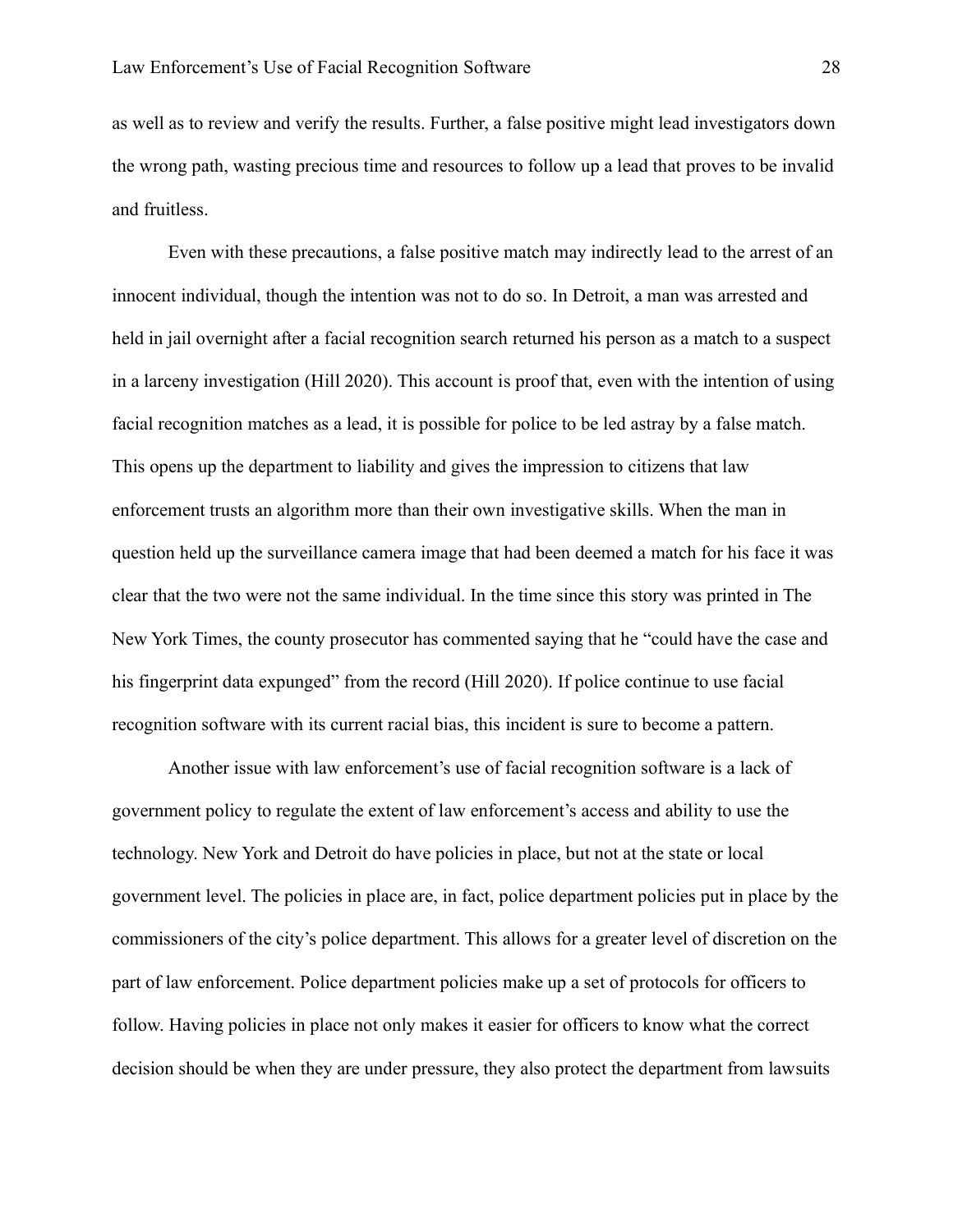as well as to review and verify the results. Further, a false positive might lead investigators down the wrong path, wasting precious time and resources to follow up a lead that proves to be invalid and fruitless.

Even with these precautions, a false positive match may indirectly lead to the arrest of an innocent individual, though the intention was not to do so. In Detroit, a man was arrested and held in jail overnight after a facial recognition search returned his person as a match to a suspect in a larceny investigation (Hill 2020). This account is proof that, even with the intention of using facial recognition matches as a lead, it is possible for police to be led astray by a false match. This opens up the department to liability and gives the impression to citizens that law enforcement trusts an algorithm more than their own investigative skills. When the man in question held up the surveillance camera image that had been deemed a match for his face it was clear that the two were not the same individual. In the time since this story was printed in The New York Times, the county prosecutor has commented saying that he "could have the case and his fingerprint data expunged" from the record (Hill 2020). If police continue to use facial recognition software with its current racial bias, this incident is sure to become a pattern.

Another issue with law enforcement's use of facial recognition software is a lack of government policy to regulate the extent of law enforcement's access and ability to use the technology. New York and Detroit do have policies in place, but not at the state or local government level. The policies in place are, in fact, police department policies put in place by the commissioners of the city's police department. This allows for a greater level of discretion on the part of law enforcement. Police department policies make up a set of protocols for officers to follow. Having policies in place not only makes it easier for officers to know what the correct decision should be when they are under pressure, they also protect the department from lawsuits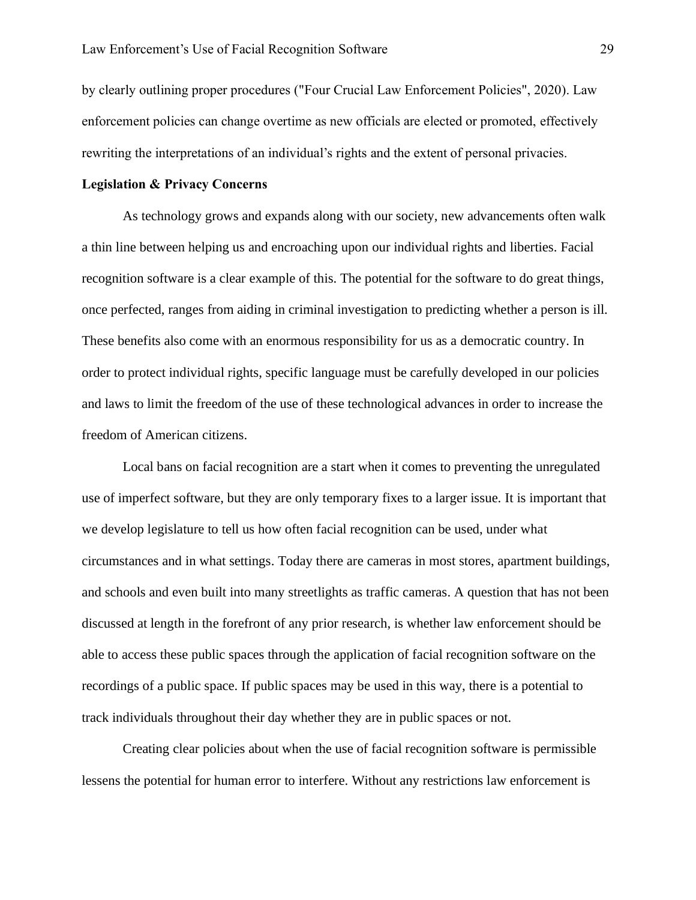by clearly outlining proper procedures ("Four Crucial Law Enforcement Policies", 2020). Law enforcement policies can change overtime as new officials are elected or promoted, effectively rewriting the interpretations of an individual's rights and the extent of personal privacies.

**Legislation & Privacy Concerns**

As technology grows and expands along with our society, new advancements often walk a thin line between helping us and encroaching upon our individual rights and liberties. Facial recognition software is a clear example of this. The potential for the software to do great things, once perfected, ranges from aiding in criminal investigation to predicting whether a person is ill. These benefits also come with an enormous responsibility for us as a democratic country. In order to protect individual rights, specific language must be carefully developed in our policies and laws to limit the freedom of the use of these technological advances in order to increase the freedom of American citizens.

Local bans on facial recognition are a start when it comes to preventing the unregulated use of imperfect software, but they are only temporary fixes to a larger issue. It is important that we develop legislature to tell us how often facial recognition can be used, under what circumstances and in what settings. Today there are cameras in most stores, apartment buildings, and schools and even built into many streetlights as traffic cameras. A question that has not been discussed at length in the forefront of any prior research, is whether law enforcement should be able to access these public spaces through the application of facial recognition software on the recordings of a public space. If public spaces may be used in this way, there is a potential to track individuals throughout their day whether they are in public spaces or not.

Creating clear policies about when the use of facial recognition software is permissible lessens the potential for human error to interfere. Without any restrictions law enforcement is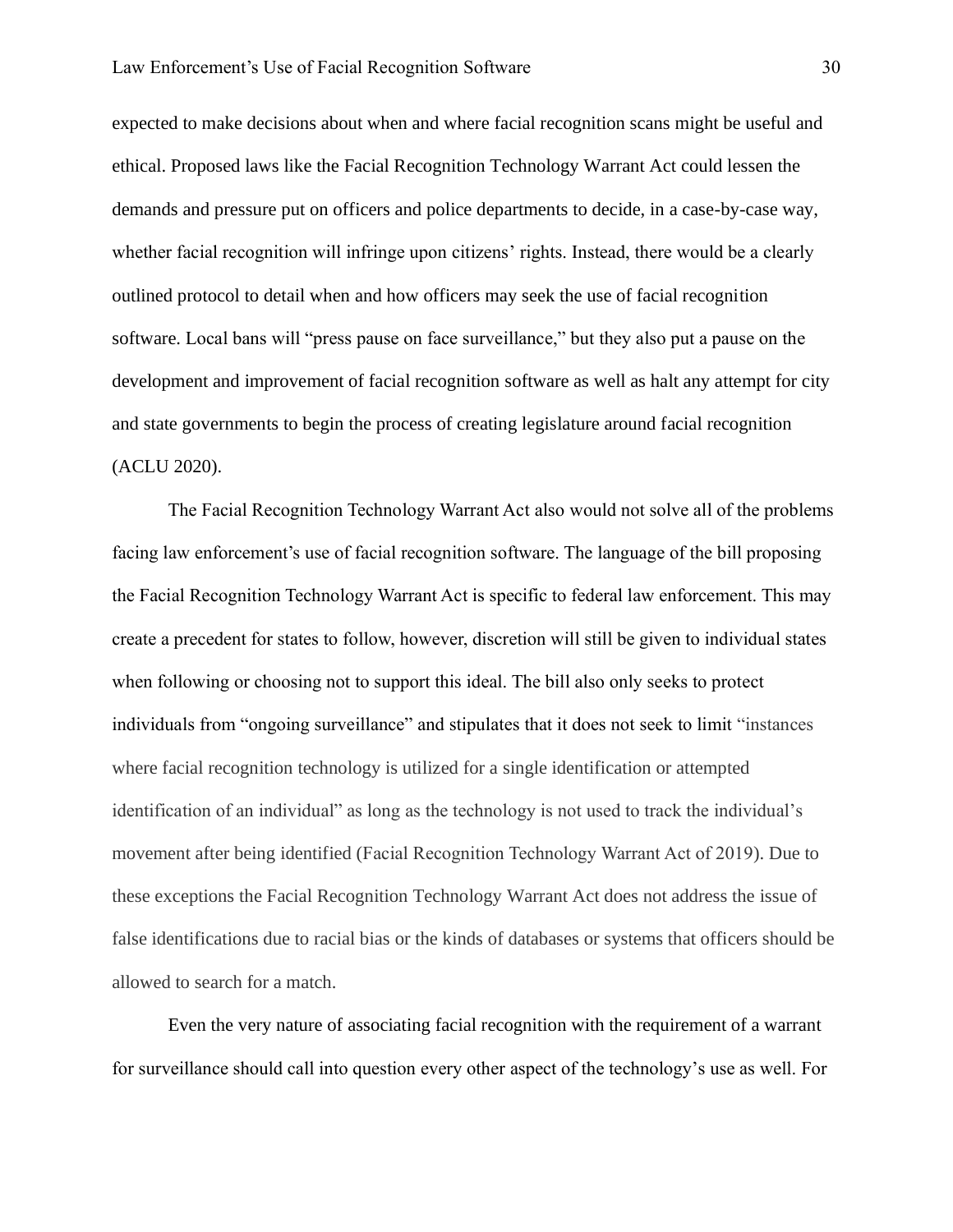expected to make decisions about when and where facial recognition scans might be useful and ethical. Proposed laws like the Facial Recognition Technology Warrant Act could lessen the demands and pressure put on officers and police departments to decide, in a case-by-case way, whether facial recognition will infringe upon citizens' rights. Instead, there would be a clearly outlined protocol to detail when and how officers may seek the use of facial recognition software. Local bans will "press pause on face surveillance," but they also put a pause on the development and improvement of facial recognition software as well as halt any attempt for city and state governments to begin the process of creating legislature around facial recognition (ACLU 2020).

The Facial Recognition Technology Warrant Act also would not solve all of the problems facing law enforcement's use of facial recognition software. The language of the bill proposing the Facial Recognition Technology Warrant Act is specific to federal law enforcement. This may create a precedent for states to follow, however, discretion will still be given to individual states when following or choosing not to support this ideal. The bill also only seeks to protect individuals from "ongoing surveillance" and stipulates that it does not seek to limit "instances where facial recognition technology is utilized for a single identification or attempted identification of an individual" as long as the technology is not used to track the individual's movement after being identified (Facial Recognition Technology Warrant Act of 2019). Due to these exceptions the Facial Recognition Technology Warrant Act does not address the issue of false identifications due to racial bias or the kinds of databases or systems that officers should be allowed to search for a match.

Even the very nature of associating facial recognition with the requirement of a warrant for surveillance should call into question every other aspect of the technology's use as well. For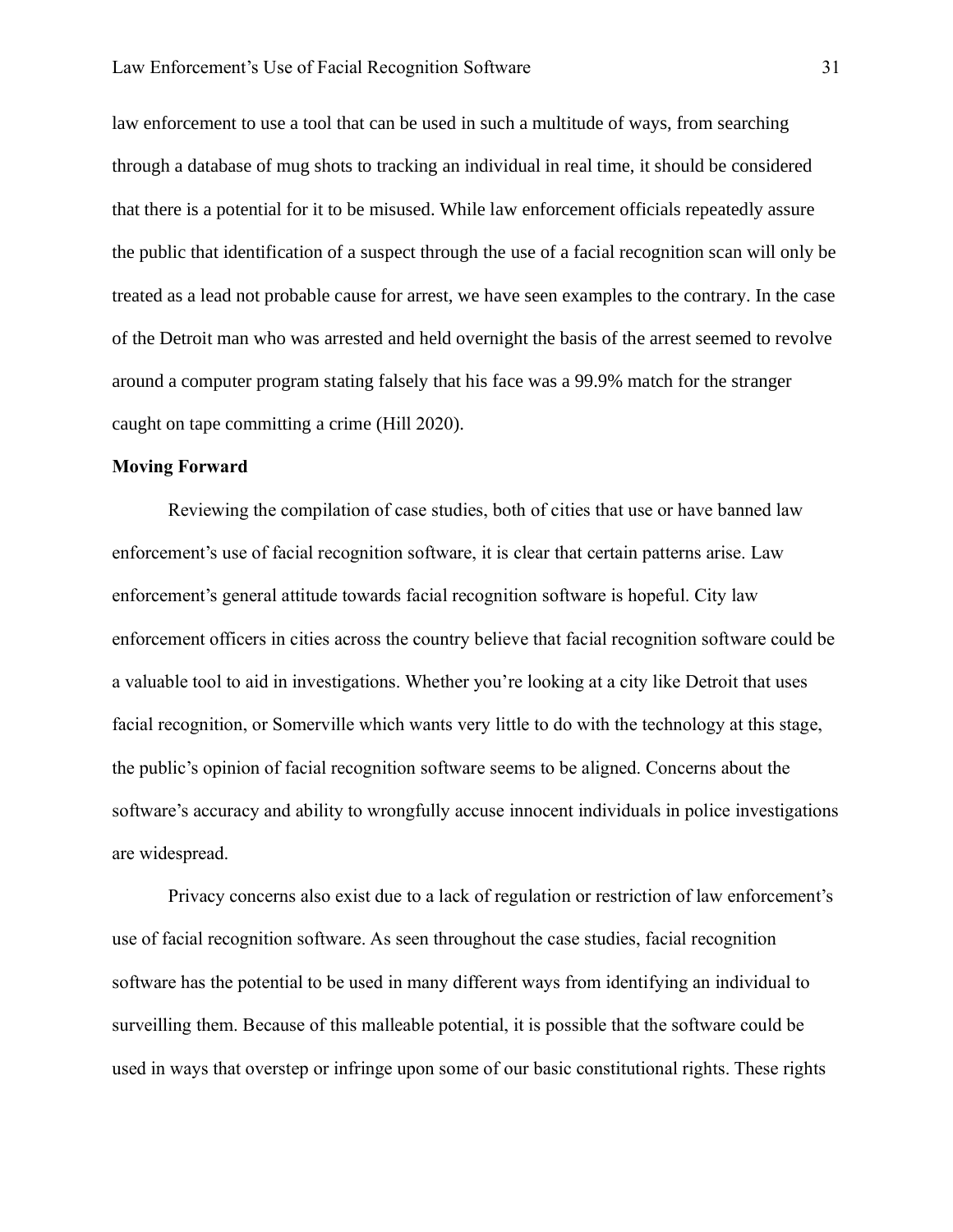law enforcement to use a tool that can be used in such a multitude of ways, from searching through a database of mug shots to tracking an individual in real time, it should be considered that there is a potential for it to be misused. While law enforcement officials repeatedly assure the public that identification of a suspect through the use of a facial recognition scan will only be treated as a lead not probable cause for arrest, we have seen examples to the contrary. In the case of the Detroit man who was arrested and held overnight the basis of the arrest seemed to revolve around a computer program stating falsely that his face was a 99.9% match for the stranger caught on tape committing a crime (Hill 2020).

**Moving Forward**

Reviewing the compilation of case studies, both of cities that use or have banned law enforcement's use of facial recognition software, it is clear that certain patterns arise. Law enforcement's general attitude towards facial recognition software is hopeful. City law enforcement officers in cities across the country believe that facial recognition software could be a valuable tool to aid in investigations. Whether you're looking at a city like Detroit that uses facial recognition, or Somerville which wants very little to do with the technology at this stage, the public's opinion of facial recognition software seems to be aligned. Concerns about the software's accuracy and ability to wrongfully accuse innocent individuals in police investigations are widespread.

Privacy concerns also exist due to a lack of regulation or restriction of law enforcement's use of facial recognition software. As seen throughout the case studies, facial recognition software has the potential to be used in many different ways from identifying an individual to surveilling them. Because of this malleable potential, it is possible that the software could be used in ways that overstep or infringe upon some of our basic constitutional rights. These rights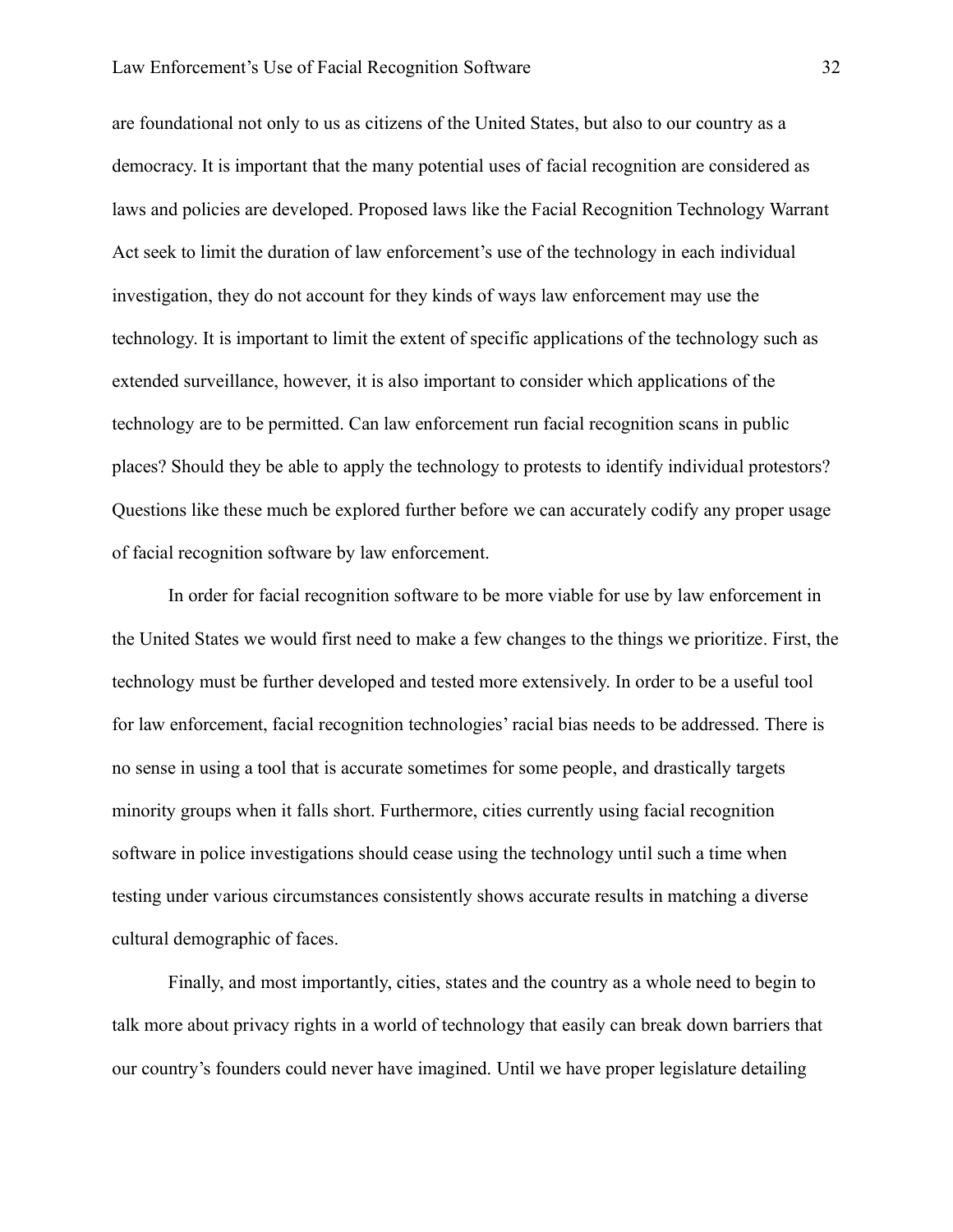are foundational not only to us as citizens of the United States, but also to our country as a democracy. It is important that the many potential uses of facial recognition are considered as laws and policies are developed. Proposed laws like the Facial Recognition Technology Warrant Act seek to limit the duration of law enforcement's use of the technology in each individual investigation, they do not account for they kinds of ways law enforcement may use the technology. It is important to limit the extent of specific applications of the technology such as extended surveillance, however, it is also important to consider which applications of the technology are to be permitted. Can law enforcement run facial recognition scans in public places? Should they be able to apply the technology to protests to identify individual protestors? Questions like these much be explored further before we can accurately codify any proper usage of facial recognition software by law enforcement.

In order for facial recognition software to be more viable for use by law enforcement in the United States we would first need to make a few changes to the things we prioritize. First, the technology must be further developed and tested more extensively. In order to be a useful tool for law enforcement, facial recognition technologies' racial bias needs to be addressed. There is no sense in using a tool that is accurate sometimes for some people, and drastically targets minority groups when it falls short. Furthermore, cities currently using facial recognition software in police investigations should cease using the technology until such a time when testing under various circumstances consistently shows accurate results in matching a diverse cultural demographic of faces.

Finally, and most importantly, cities, states and the country as a whole need to begin to talk more about privacy rights in a world of technology that easily can break down barriers that our country's founders could never have imagined. Until we have proper legislature detailing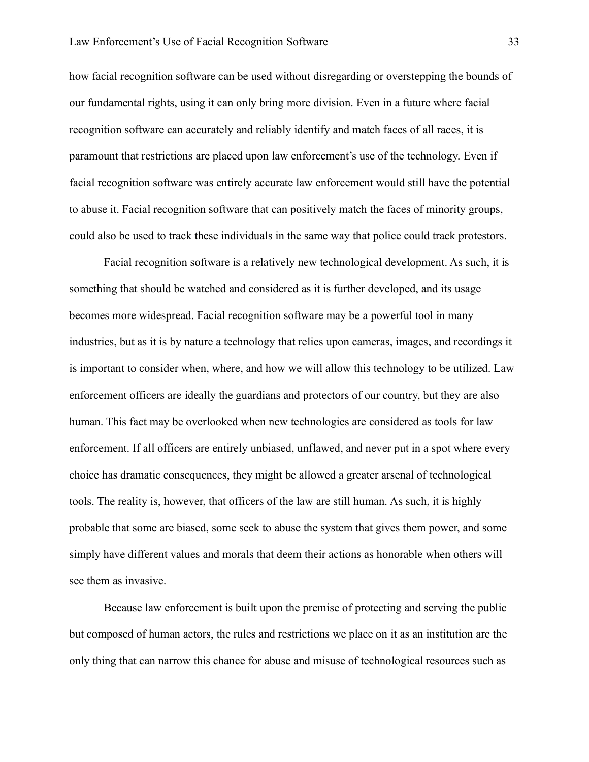how facial recognition software can be used without disregarding or overstepping the bounds of our fundamental rights, using it can only bring more division. Even in a future where facial recognition software can accurately and reliably identify and match faces of all races, it is paramount that restrictions are placed upon law enforcement's use of the technology. Even if facial recognition software was entirely accurate law enforcement would still have the potential to abuse it. Facial recognition software that can positively match the faces of minority groups, could also be used to track these individuals in the same way that police could track protestors.

Facial recognition software is a relatively new technological development. As such, it is something that should be watched and considered as it is further developed, and its usage becomes more widespread. Facial recognition software may be a powerful tool in many industries, but as it is by nature a technology that relies upon cameras, images, and recordings it is important to consider when, where, and how we will allow this technology to be utilized. Law enforcement officers are ideally the guardians and protectors of our country, but they are also human. This fact may be overlooked when new technologies are considered as tools for law enforcement. If all officers are entirely unbiased, unflawed, and never put in a spot where every choice has dramatic consequences, they might be allowed a greater arsenal of technological tools. The reality is, however, that officers of the law are still human. As such, it is highly probable that some are biased, some seek to abuse the system that gives them power, and some simply have different values and morals that deem their actions as honorable when others will see them as invasive.

Because law enforcement is built upon the premise of protecting and serving the public but composed of human actors, the rules and restrictions we place on it as an institution are the only thing that can narrow this chance for abuse and misuse of technological resources such as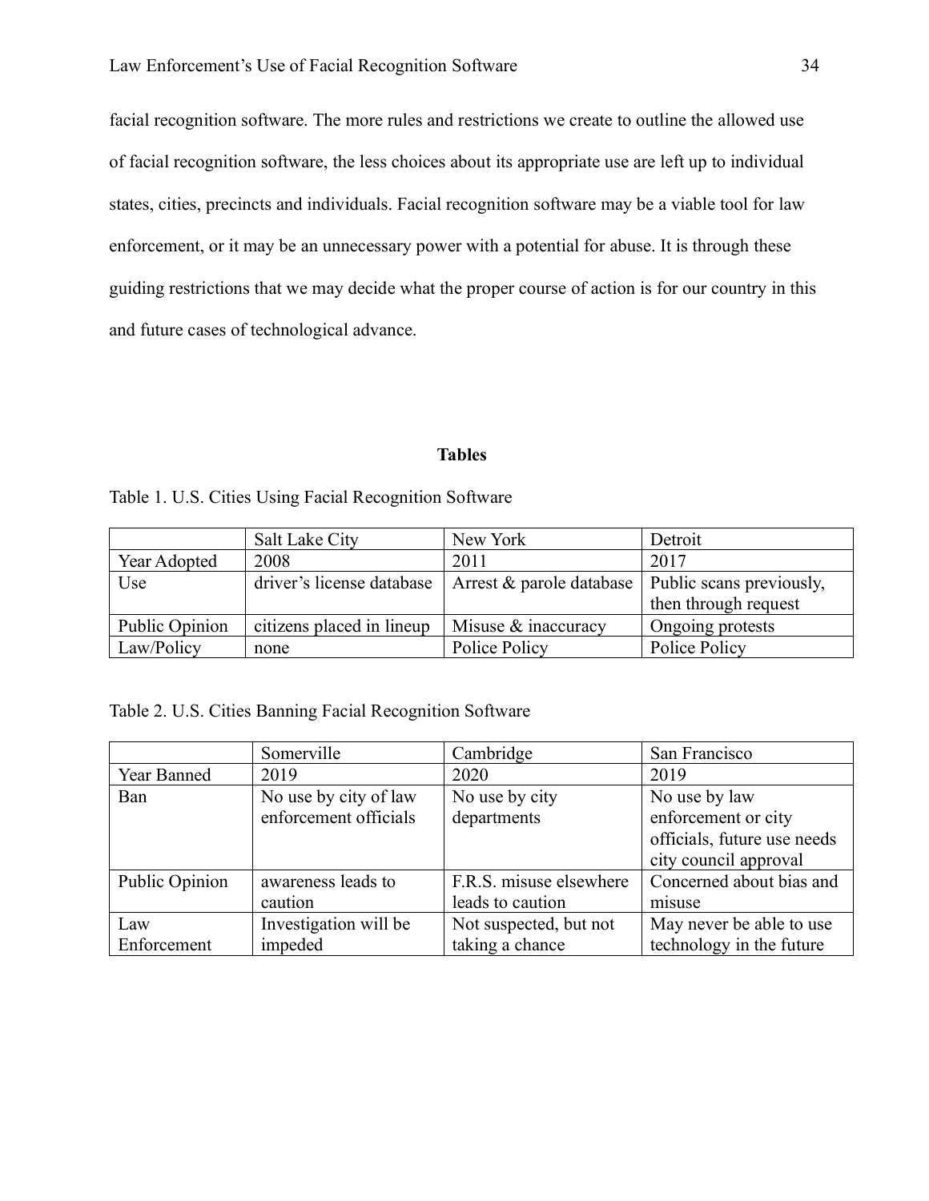facial recognition software. The more rules and restrictions we create to outline the allowed use of facial recognition software, the less choices about its appropriate use are left up to individual states, cities, precincts and individuals. Facial recognition software may be a viable tool for law enforcement, or it may be an unnecessary power with a potential for abuse. It is through these guiding restrictions that we may decide what the proper course of action is for our country in this and future cases of technological advance.

## Tables

Table 1. U.S. Cities Using Facial Recognition Software

| | Salt Lake City | New York | Detroit |
|---|---|---|---|
| Year Adopted | 2008 | 2011 | 2017 |
| Use | driver's license database | Arrest & parole database | Public scans previously, then through request |
| Public Opinion | citizens placed in lineup | Misuse & inaccuracy | Ongoing protests |
| Law/Policy | none | Police Policy | Police Policy |

Table 2. U.S. Cities Banning Facial Recognition Software

| | Somerville | Cambridge | San Francisco |
|---|---|---|---|
| Year Banned | 2019 | 2020 | 2019 |
| Ban | No use by city of law enforcement officials | No use by city departments | No use by law enforcement or city officials, future use needs city council approval |
| Public Opinion | awareness leads to caution | F.R.S. misuse elsewhere leads to caution | Concerned about bias and misuse |
| Law Enforcement | Investigation will be impeded | Not suspected, but not taking a chance | May never be able to use technology in the future |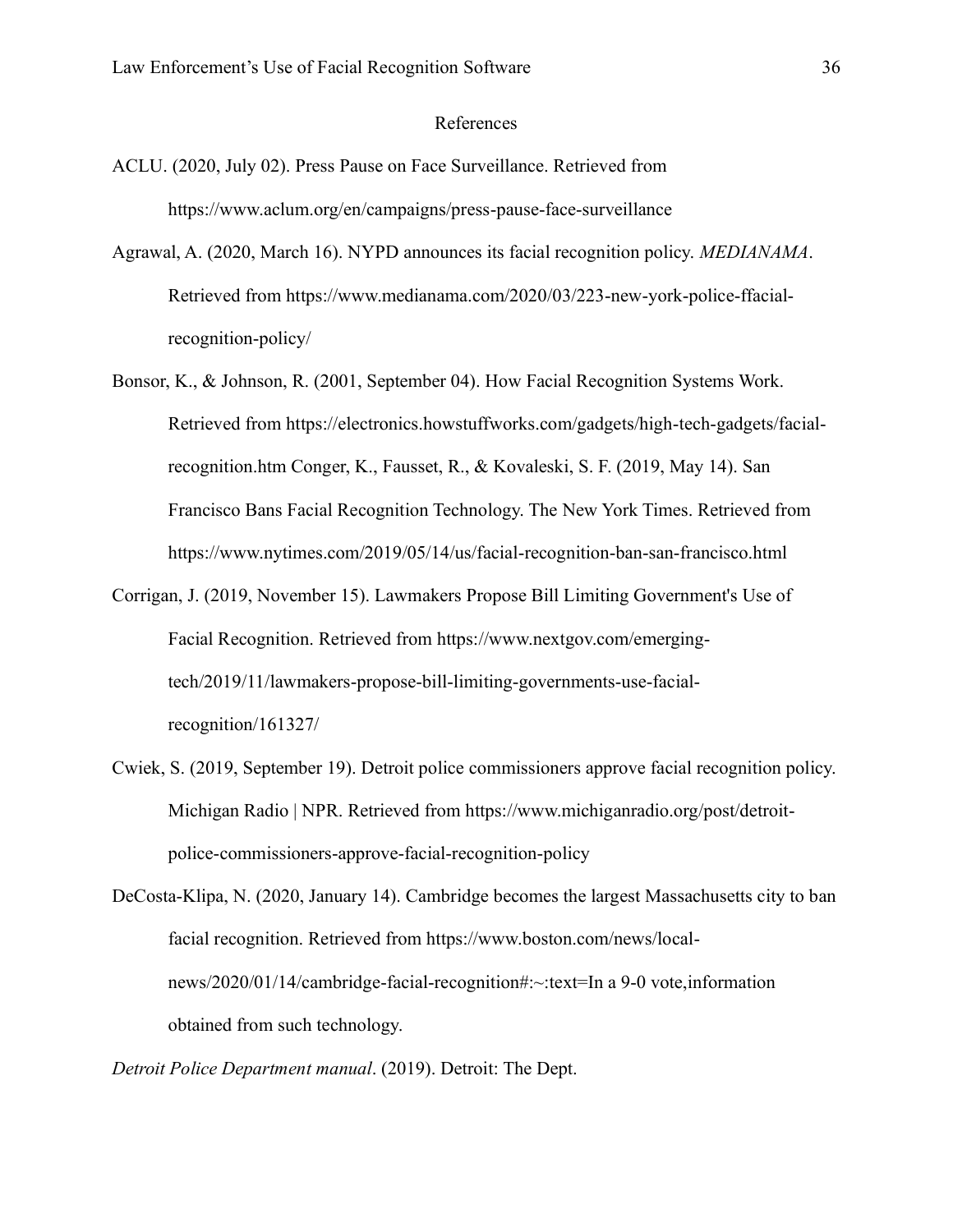# References

ACLU. (2020, July 02). Press Pause on Face Surveillance. Retrieved from https://www.aclum.org/en/campaigns/press-pause-face-surveillance

Agrawal, A. (2020, March 16). NYPD announces its facial recognition policy. *MEDIANAMA*. Retrieved from https://www.medianama.com/2020/03/223-new-york-police-ffacial-recognition-policy/

Bonsor, K., & Johnson, R. (2001, September 04). How Facial Recognition Systems Work. Retrieved from https://electronics.howstuffworks.com/gadgets/high-tech-gadgets/facial-recognition.htm Conger, K., Fausset, R., & Kovaleski, S. F. (2019, May 14). San Francisco Bans Facial Recognition Technology. The New York Times. Retrieved from https://www.nytimes.com/2019/05/14/us/facial-recognition-ban-san-francisco.html

Corrigan, J. (2019, November 15). Lawmakers Propose Bill Limiting Government's Use of Facial Recognition. Retrieved from https://www.nextgov.com/emerging-tech/2019/11/lawmakers-propose-bill-limiting-governments-use-facial-recognition/161327/

Cwiek, S. (2019, September 19). Detroit police commissioners approve facial recognition policy. Michigan Radio | NPR. Retrieved from https://www.michiganradio.org/post/detroit-police-commissioners-approve-facial-recognition-policy

DeCosta-Klipa, N. (2020, January 14). Cambridge becomes the largest Massachusetts city to ban facial recognition. Retrieved from https://www.boston.com/news/local-news/2020/01/14/cambridge-facial-recognition#:~:text=In a 9-0 vote,information obtained from such technology.

*Detroit Police Department manual*. (2019). Detroit: The Dept.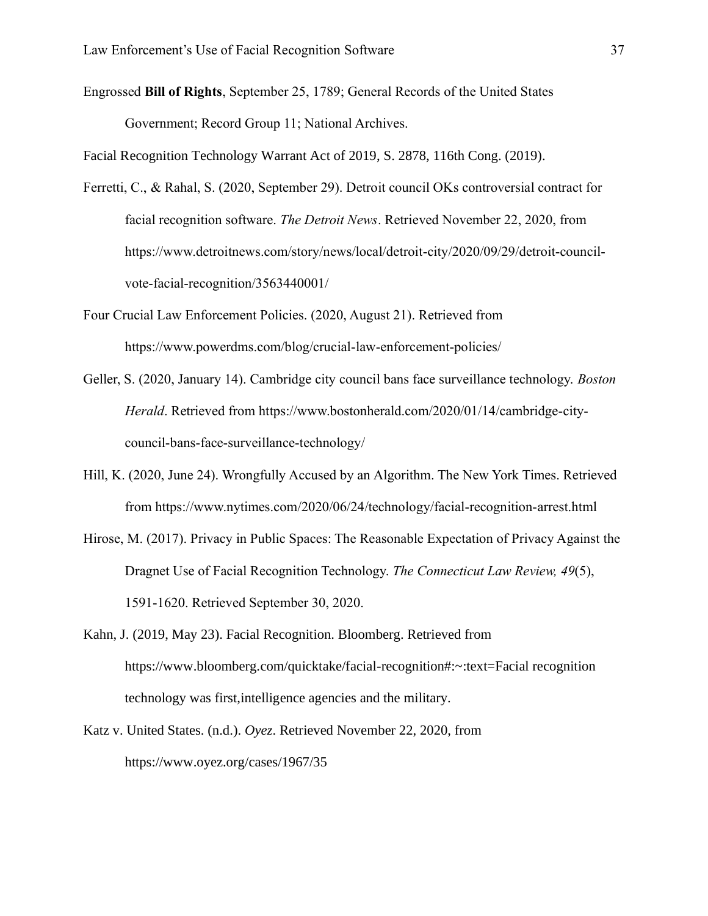Engrossed **Bill of Rights**, September 25, 1789; General Records of the United States Government; Record Group 11; National Archives.

Facial Recognition Technology Warrant Act of 2019, S. 2878, 116th Cong. (2019).

Ferretti, C., & Rahal, S. (2020, September 29). Detroit council OKs controversial contract for facial recognition software. *The Detroit News*. Retrieved November 22, 2020, from https://www.detroitnews.com/story/news/local/detroit-city/2020/09/29/detroit-council-vote-facial-recognition/3563440001/

Four Crucial Law Enforcement Policies. (2020, August 21). Retrieved from https://www.powerdms.com/blog/crucial-law-enforcement-policies/

Geller, S. (2020, January 14). Cambridge city council bans face surveillance technology. *Boston Herald*. Retrieved from https://www.bostonherald.com/2020/01/14/cambridge-city-council-bans-face-surveillance-technology/

Hill, K. (2020, June 24). Wrongfully Accused by an Algorithm. The New York Times. Retrieved from https://www.nytimes.com/2020/06/24/technology/facial-recognition-arrest.html

Hirose, M. (2017). Privacy in Public Spaces: The Reasonable Expectation of Privacy Against the Dragnet Use of Facial Recognition Technology. *The Connecticut Law Review, 49*(5), 1591-1620. Retrieved September 30, 2020.

Kahn, J. (2019, May 23). Facial Recognition. Bloomberg. Retrieved from https://www.bloomberg.com/quicktake/facial-recognition#:~:text=Facial recognition technology was first,intelligence agencies and the military.

Katz v. United States. (n.d.). *Oyez*. Retrieved November 22, 2020, from https://www.oyez.org/cases/1967/35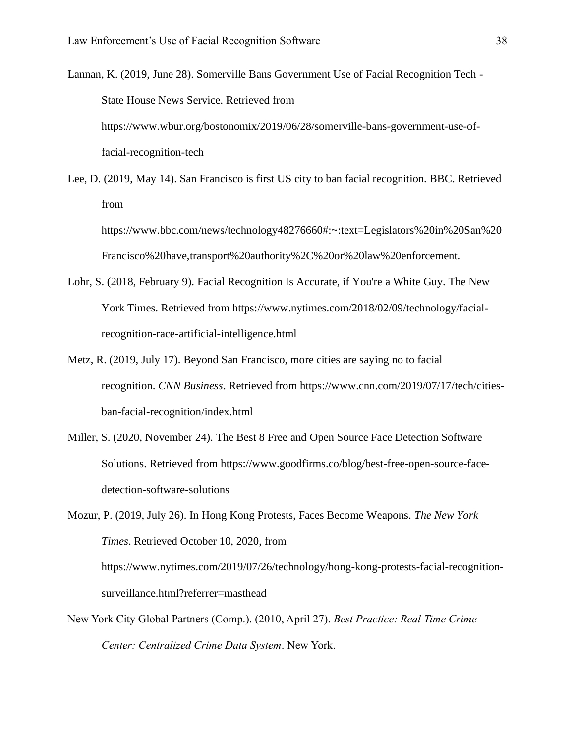Lannan, K. (2019, June 28). Somerville Bans Government Use of Facial Recognition Tech - State House News Service. Retrieved from https://www.wbur.org/bostonomix/2019/06/28/somerville-bans-government-use-of-facial-recognition-tech

Lee, D. (2019, May 14). San Francisco is first US city to ban facial recognition. BBC. Retrieved from https://www.bbc.com/news/technology48276660#:~:text=Legislators%20in%20San%20Francisco%20have,transport%20authority%2C%20or%20law%20enforcement.

Lohr, S. (2018, February 9). Facial Recognition Is Accurate, if You're a White Guy. The New York Times. Retrieved from https://www.nytimes.com/2018/02/09/technology/facial-recognition-race-artificial-intelligence.html

Metz, R. (2019, July 17). Beyond San Francisco, more cities are saying no to facial recognition. *CNN Business*. Retrieved from https://www.cnn.com/2019/07/17/tech/cities-ban-facial-recognition/index.html

Miller, S. (2020, November 24). The Best 8 Free and Open Source Face Detection Software Solutions. Retrieved from https://www.goodfirms.co/blog/best-free-open-source-face-detection-software-solutions

Mozur, P. (2019, July 26). In Hong Kong Protests, Faces Become Weapons. *The New York Times*. Retrieved October 10, 2020, from https://www.nytimes.com/2019/07/26/technology/hong-kong-protests-facial-recognition-surveillance.html?referrer=masthead

New York City Global Partners (Comp.). (2010, April 27). *Best Practice: Real Time Crime Center: Centralized Crime Data System*. New York.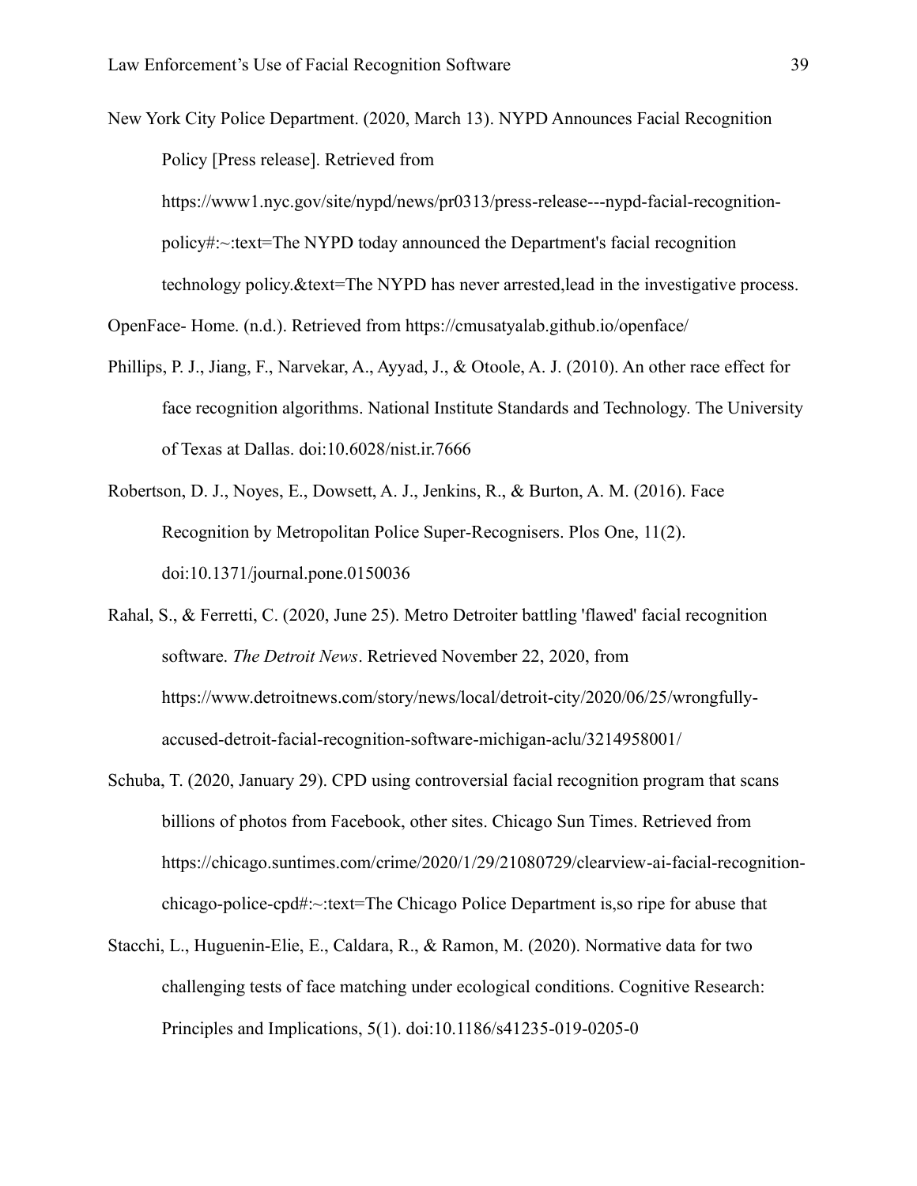New York City Police Department. (2020, March 13). NYPD Announces Facial Recognition Policy [Press release]. Retrieved from https://www1.nyc.gov/site/nypd/news/pr0313/press-release---nypd-facial-recognition-policy#:~:text=The NYPD today announced the Department's facial recognition technology policy.&text=The NYPD has never arrested,lead in the investigative process.

OpenFace- Home. (n.d.). Retrieved from https://cmusatyalab.github.io/openface/

Phillips, P. J., Jiang, F., Narvekar, A., Ayyad, J., & Otoole, A. J. (2010). An other race effect for face recognition algorithms. National Institute Standards and Technology. The University of Texas at Dallas. doi:10.6028/nist.ir.7666

Robertson, D. J., Noyes, E., Dowsett, A. J., Jenkins, R., & Burton, A. M. (2016). Face Recognition by Metropolitan Police Super-Recognisers. Plos One, 11(2). doi:10.1371/journal.pone.0150036

Rahal, S., & Ferretti, C. (2020, June 25). Metro Detroiter battling 'flawed' facial recognition software. *The Detroit News*. Retrieved November 22, 2020, from https://www.detroitnews.com/story/news/local/detroit-city/2020/06/25/wrongfully-accused-detroit-facial-recognition-software-michigan-aclu/3214958001/

Schuba, T. (2020, January 29). CPD using controversial facial recognition program that scans billions of photos from Facebook, other sites. Chicago Sun Times. Retrieved from https://chicago.suntimes.com/crime/2020/1/29/21080729/clearview-ai-facial-recognition-chicago-police-cpd#:~:text=The Chicago Police Department is,so ripe for abuse that

Stacchi, L., Huguenin-Elie, E., Caldara, R., & Ramon, M. (2020). Normative data for two challenging tests of face matching under ecological conditions. Cognitive Research: Principles and Implications, 5(1). doi:10.1186/s41235-019-0205-0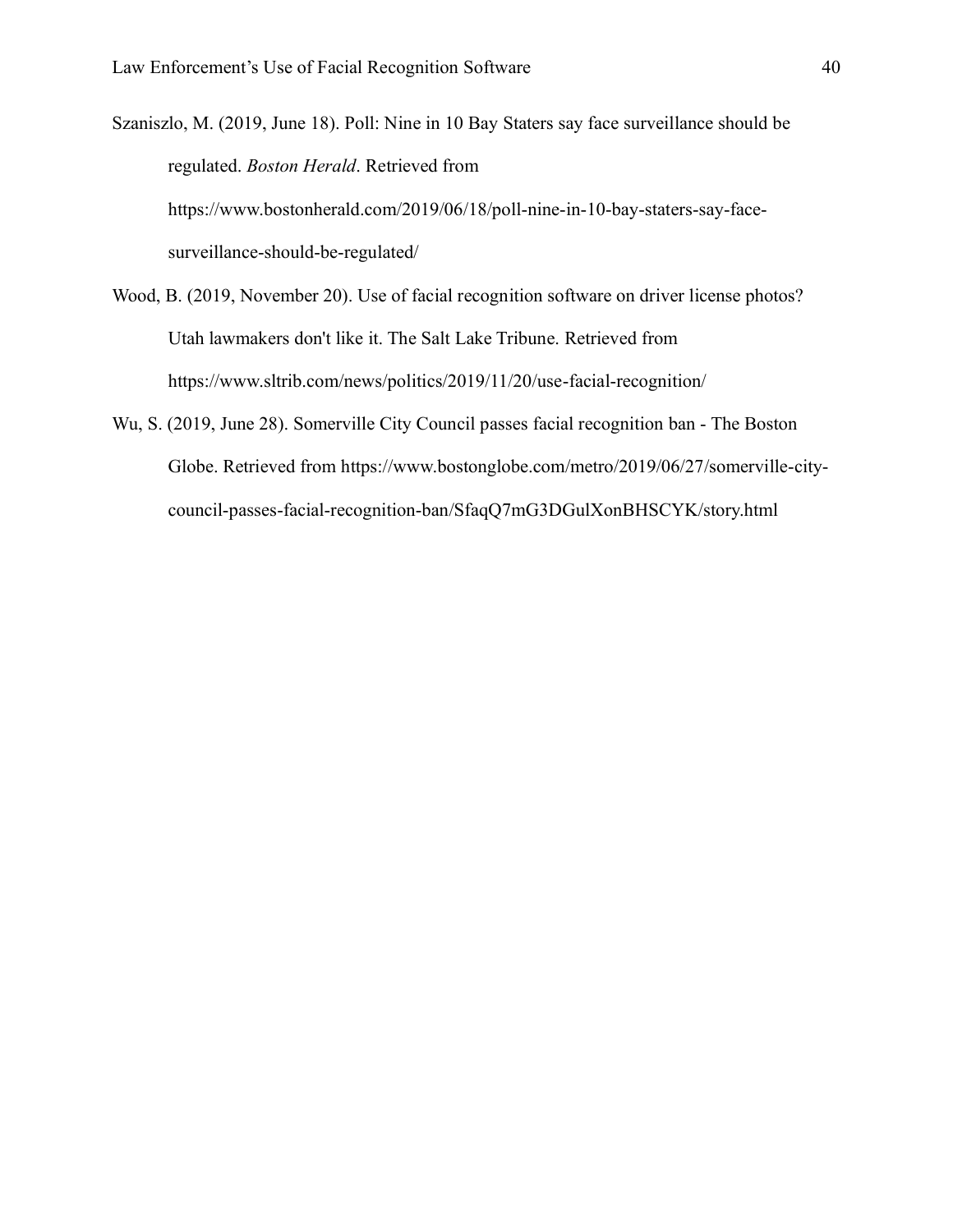Szaniszlo, M. (2019, June 18). Poll: Nine in 10 Bay Staters say face surveillance should be regulated. *Boston Herald*. Retrieved from https://www.bostonherald.com/2019/06/18/poll-nine-in-10-bay-staters-say-face-surveillance-should-be-regulated/

Wood, B. (2019, November 20). Use of facial recognition software on driver license photos? Utah lawmakers don't like it. The Salt Lake Tribune. Retrieved from https://www.sltrib.com/news/politics/2019/11/20/use-facial-recognition/

Wu, S. (2019, June 28). Somerville City Council passes facial recognition ban - The Boston Globe. Retrieved from https://www.bostonglobe.com/metro/2019/06/27/somerville-city-council-passes-facial-recognition-ban/SfaqQ7mG3DGulXonBHSCYK/story.html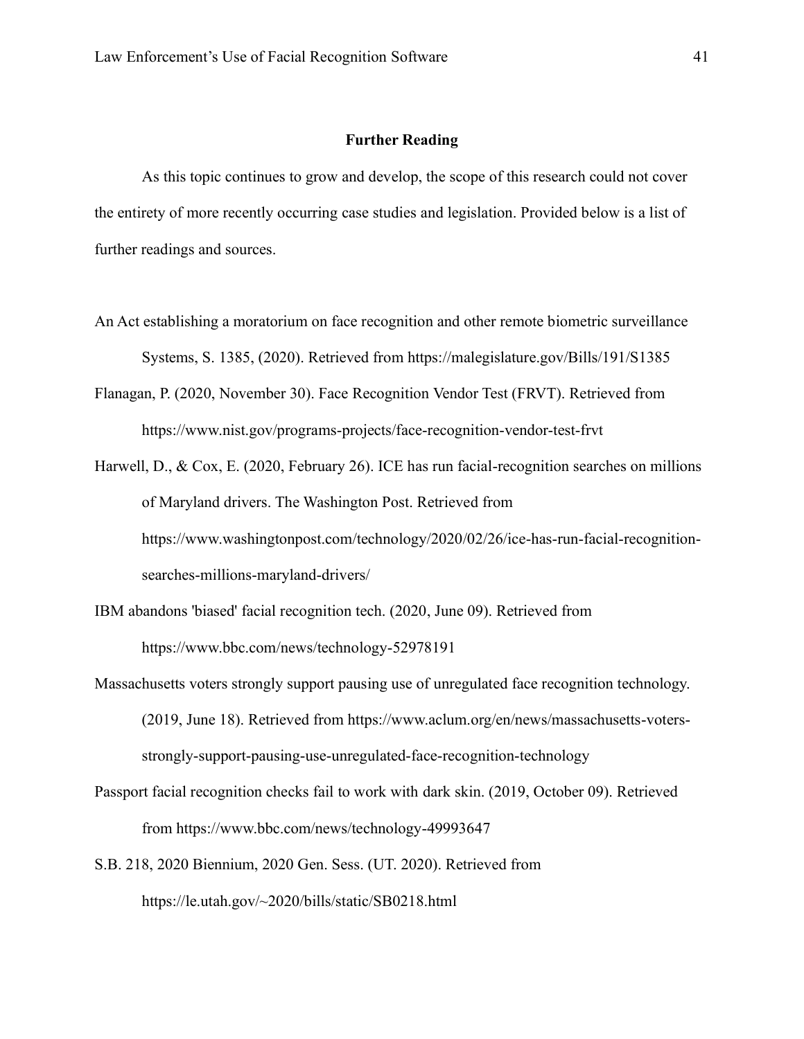## Further Reading

As this topic continues to grow and develop, the scope of this research could not cover the entirety of more recently occurring case studies and legislation. Provided below is a list of further readings and sources.

An Act establishing a moratorium on face recognition and other remote biometric surveillance Systems, S. 1385, (2020). Retrieved from https://malegislature.gov/Bills/191/S1385

Flanagan, P. (2020, November 30). Face Recognition Vendor Test (FRVT). Retrieved from https://www.nist.gov/programs-projects/face-recognition-vendor-test-frvt

Harwell, D., & Cox, E. (2020, February 26). ICE has run facial-recognition searches on millions of Maryland drivers. The Washington Post. Retrieved from https://www.washingtonpost.com/technology/2020/02/26/ice-has-run-facial-recognition-searches-millions-maryland-drivers/

IBM abandons 'biased' facial recognition tech. (2020, June 09). Retrieved from https://www.bbc.com/news/technology-52978191

Massachusetts voters strongly support pausing use of unregulated face recognition technology. (2019, June 18). Retrieved from https://www.aclum.org/en/news/massachusetts-voters-strongly-support-pausing-use-unregulated-face-recognition-technology

Passport facial recognition checks fail to work with dark skin. (2019, October 09). Retrieved from https://www.bbc.com/news/technology-49993647

S.B. 218, 2020 Biennium, 2020 Gen. Sess. (UT. 2020). Retrieved from https://le.utah.gov/~2020/bills/static/SB0218.html